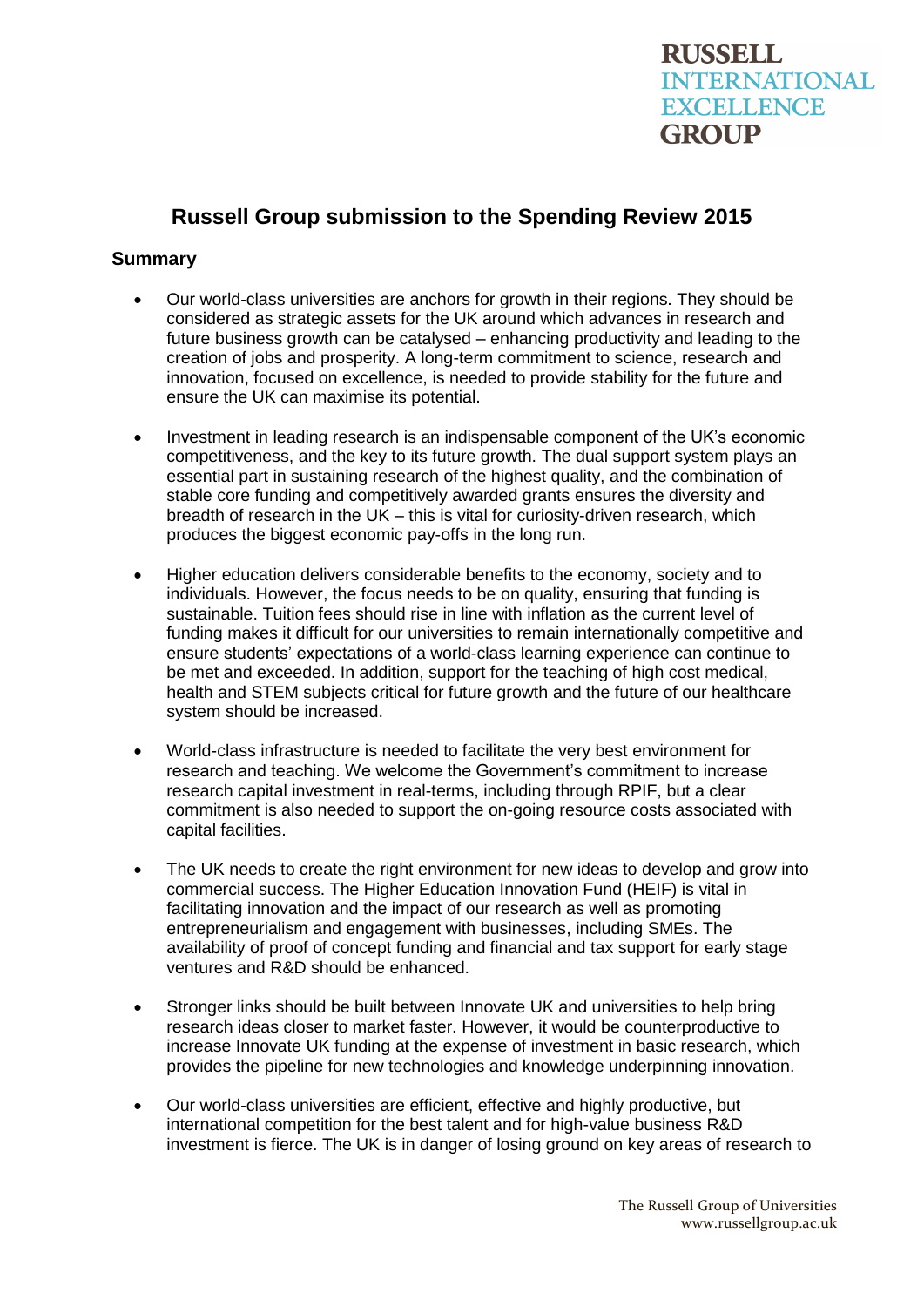RUSSELL INTERNATIONAL EXCELLENCE GROUP

# Russell Group submission to the Spending Review 2015

## Summary

- Our world-class universities are anchors for growth in their regions. They should be considered as strategic assets for the UK around which advances in research and future business growth can be catalysed – enhancing productivity and leading to the creation of jobs and prosperity. A long-term commitment to science, research and innovation, focused on excellence, is needed to provide stability for the future and ensure the UK can maximise its potential.

- Investment in leading research is an indispensable component of the UK's economic competitiveness, and the key to its future growth. The dual support system plays an essential part in sustaining research of the highest quality, and the combination of stable core funding and competitively awarded grants ensures the diversity and breadth of research in the UK – this is vital for curiosity-driven research, which produces the biggest economic pay-offs in the long run.

- Higher education delivers considerable benefits to the economy, society and to individuals. However, the focus needs to be on quality, ensuring that funding is sustainable. Tuition fees should rise in line with inflation as the current level of funding makes it difficult for our universities to remain internationally competitive and ensure students' expectations of a world-class learning experience can continue to be met and exceeded. In addition, support for the teaching of high cost medical, health and STEM subjects critical for future growth and the future of our healthcare system should be increased.

- World-class infrastructure is needed to facilitate the very best environment for research and teaching. We welcome the Government's commitment to increase research capital investment in real-terms, including through RPIF, but a clear commitment is also needed to support the on-going resource costs associated with capital facilities.

- The UK needs to create the right environment for new ideas to develop and grow into commercial success. The Higher Education Innovation Fund (HEIF) is vital in facilitating innovation and the impact of our research as well as promoting entrepreneurialism and engagement with businesses, including SMEs. The availability of proof of concept funding and financial and tax support for early stage ventures and R&D should be enhanced.

- Stronger links should be built between Innovate UK and universities to help bring research ideas closer to market faster. However, it would be counterproductive to increase Innovate UK funding at the expense of investment in basic research, which provides the pipeline for new technologies and knowledge underpinning innovation.

- Our world-class universities are efficient, effective and highly productive, but international competition for the best talent and for high-value business R&D investment is fierce. The UK is in danger of losing ground on key areas of research to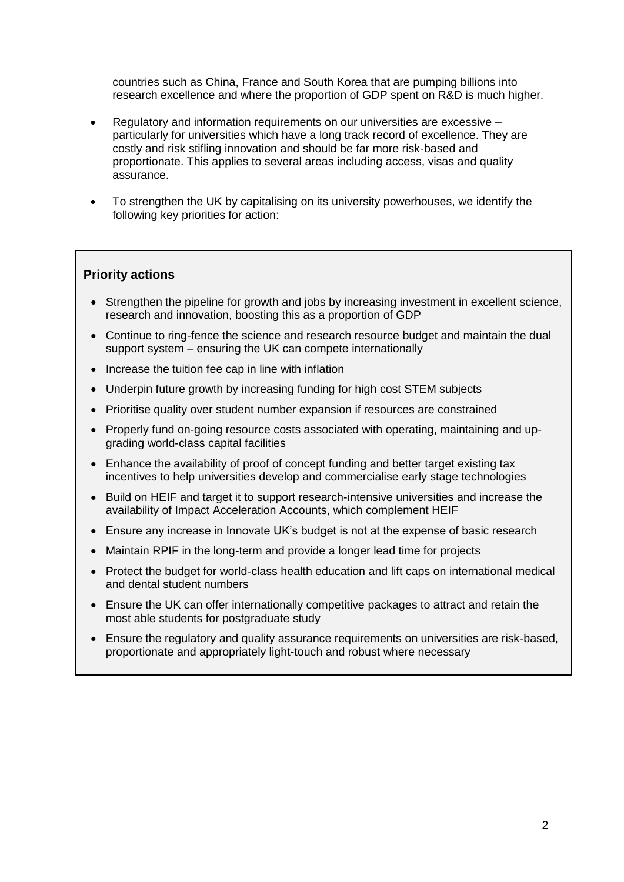countries such as China, France and South Korea that are pumping billions into research excellence and where the proportion of GDP spent on R&D is much higher.

- Regulatory and information requirements on our universities are excessive – particularly for universities which have a long track record of excellence. They are costly and risk stifling innovation and should be far more risk-based and proportionate. This applies to several areas including access, visas and quality assurance.

- To strengthen the UK by capitalising on its university powerhouses, we identify the following key priorities for action:

**Priority actions**

- Strengthen the pipeline for growth and jobs by increasing investment in excellent science, research and innovation, boosting this as a proportion of GDP
- Continue to ring-fence the science and research resource budget and maintain the dual support system – ensuring the UK can compete internationally
- Increase the tuition fee cap in line with inflation
- Underpin future growth by increasing funding for high cost STEM subjects
- Prioritise quality over student number expansion if resources are constrained
- Properly fund on-going resource costs associated with operating, maintaining and up-grading world-class capital facilities
- Enhance the availability of proof of concept funding and better target existing tax incentives to help universities develop and commercialise early stage technologies
- Build on HEIF and target it to support research-intensive universities and increase the availability of Impact Acceleration Accounts, which complement HEIF
- Ensure any increase in Innovate UK's budget is not at the expense of basic research
- Maintain RPIF in the long-term and provide a longer lead time for projects
- Protect the budget for world-class health education and lift caps on international medical and dental student numbers
- Ensure the UK can offer internationally competitive packages to attract and retain the most able students for postgraduate study
- Ensure the regulatory and quality assurance requirements on universities are risk-based, proportionate and appropriately light-touch and robust where necessary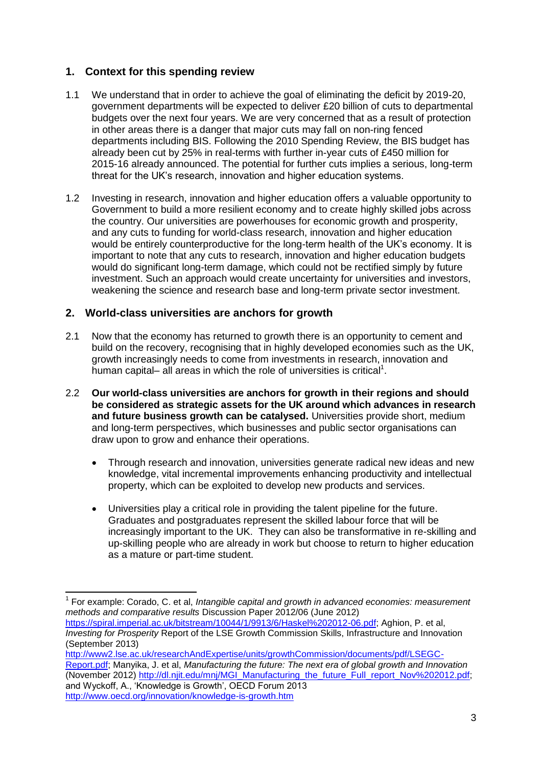## 1. Context for this spending review

1.1 We understand that in order to achieve the goal of eliminating the deficit by 2019-20, government departments will be expected to deliver £20 billion of cuts to departmental budgets over the next four years. We are very concerned that as a result of protection in other areas there is a danger that major cuts may fall on non-ring fenced departments including BIS. Following the 2010 Spending Review, the BIS budget has already been cut by 25% in real-terms with further in-year cuts of £450 million for 2015-16 already announced. The potential for further cuts implies a serious, long-term threat for the UK's research, innovation and higher education systems.

1.2 Investing in research, innovation and higher education offers a valuable opportunity to Government to build a more resilient economy and to create highly skilled jobs across the country. Our universities are powerhouses for economic growth and prosperity, and any cuts to funding for world-class research, innovation and higher education would be entirely counterproductive for the long-term health of the UK's economy. It is important to note that any cuts to research, innovation and higher education budgets would do significant long-term damage, which could not be rectified simply by future investment. Such an approach would create uncertainty for universities and investors, weakening the science and research base and long-term private sector investment.

## 2. World-class universities are anchors for growth

2.1 Now that the economy has returned to growth there is an opportunity to cement and build on the recovery, recognising that in highly developed economies such as the UK, growth increasingly needs to come from investments in research, innovation and human capital– all areas in which the role of universities is critical[1].

2.2 **Our world-class universities are anchors for growth in their regions and should be considered as strategic assets for the UK around which advances in research and future business growth can be catalysed.** Universities provide short, medium and long-term perspectives, which businesses and public sector organisations can draw upon to grow and enhance their operations.

- Through research and innovation, universities generate radical new ideas and new knowledge, vital incremental improvements enhancing productivity and intellectual property, which can be exploited to develop new products and services.

- Universities play a critical role in providing the talent pipeline for the future. Graduates and postgraduates represent the skilled labour force that will be increasingly important to the UK. They can also be transformative in re-skilling and up-skilling people who are already in work but choose to return to higher education as a mature or part-time student.

---

[1] For example: Corado, C. et al, *Intangible capital and growth in advanced economies: measurement methods and comparative results* Discussion Paper 2012/06 (June 2012) https://spiral.imperial.ac.uk/bitstream/10044/1/9913/6/Haskel%202012-06.pdf; Aghion, P. et al, *Investing for Prosperity* Report of the LSE Growth Commission Skills, Infrastructure and Innovation (September 2013) http://www2.lse.ac.uk/researchAndExpertise/units/growthCommission/documents/pdf/LSEGC-Report.pdf; Manyika, J. et al, *Manufacturing the future: The next era of global growth and Innovation* (November 2012) http://dl.njit.edu/mnj/MGI_Manufacturing_the_future_Full_report_Nov%202012.pdf; and Wyckoff, A., 'Knowledge is Growth', OECD Forum 2013 http://www.oecd.org/innovation/knowledge-is-growth.htm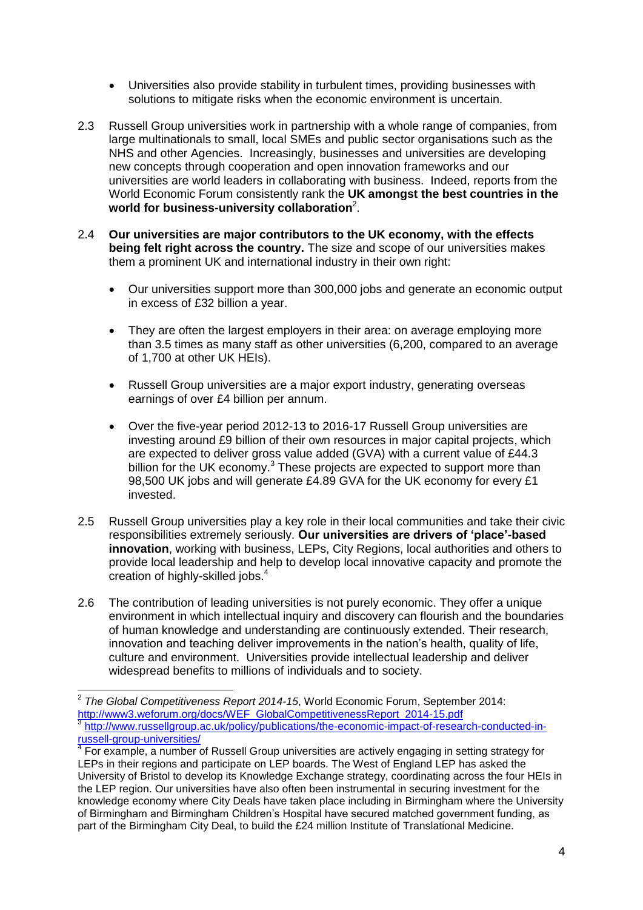- Universities also provide stability in turbulent times, providing businesses with solutions to mitigate risks when the economic environment is uncertain.

2.3 Russell Group universities work in partnership with a whole range of companies, from large multinationals to small, local SMEs and public sector organisations such as the NHS and other Agencies. Increasingly, businesses and universities are developing new concepts through cooperation and open innovation frameworks and our universities are world leaders in collaborating with business. Indeed, reports from the World Economic Forum consistently rank the **UK amongst the best countries in the world for business-university collaboration**[2].

2.4 **Our universities are major contributors to the UK economy, with the effects being felt right across the country.** The size and scope of our universities makes them a prominent UK and international industry in their own right:

- Our universities support more than 300,000 jobs and generate an economic output in excess of £32 billion a year.

- They are often the largest employers in their area: on average employing more than 3.5 times as many staff as other universities (6,200, compared to an average of 1,700 at other UK HEIs).

- Russell Group universities are a major export industry, generating overseas earnings of over £4 billion per annum.

- Over the five-year period 2012-13 to 2016-17 Russell Group universities are investing around £9 billion of their own resources in major capital projects, which are expected to deliver gross value added (GVA) with a current value of £44.3 billion for the UK economy.[3] These projects are expected to support more than 98,500 UK jobs and will generate £4.89 GVA for the UK economy for every £1 invested.

2.5 Russell Group universities play a key role in their local communities and take their civic responsibilities extremely seriously. **Our universities are drivers of 'place'-based innovation**, working with business, LEPs, City Regions, local authorities and others to provide local leadership and help to develop local innovative capacity and promote the creation of highly-skilled jobs.[4]

2.6 The contribution of leading universities is not purely economic. They offer a unique environment in which intellectual inquiry and discovery can flourish and the boundaries of human knowledge and understanding are continuously extended. Their research, innovation and teaching deliver improvements in the nation's health, quality of life, culture and environment. Universities provide intellectual leadership and deliver widespread benefits to millions of individuals and to society.

---

[2] *The Global Competitiveness Report 2014-15*, World Economic Forum, September 2014: http://www3.weforum.org/docs/WEF_GlobalCompetitivenessReport_2014-15.pdf

[3] http://www.russellgroup.ac.uk/policy/publications/the-economic-impact-of-research-conducted-in-russell-group-universities/

[4] For example, a number of Russell Group universities are actively engaging in setting strategy for LEPs in their regions and participate on LEP boards. The West of England LEP has asked the University of Bristol to develop its Knowledge Exchange strategy, coordinating across the four HEIs in the LEP region. Our universities have also often been instrumental in securing investment for the knowledge economy where City Deals have taken place including in Birmingham where the University of Birmingham and Birmingham Children's Hospital have secured matched government funding, as part of the Birmingham City Deal, to build the £24 million Institute of Translational Medicine.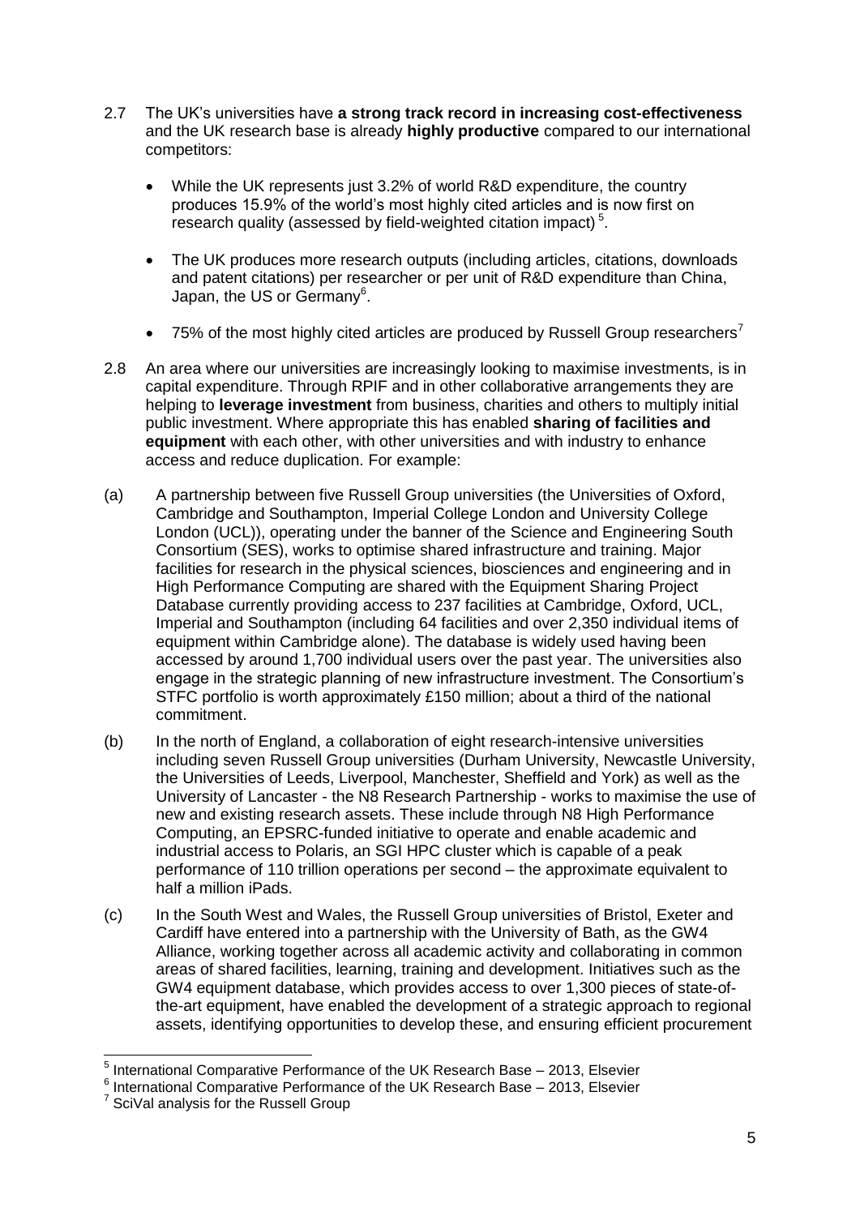2.7 The UK's universities have **a strong track record in increasing cost-effectiveness** and the UK research base is already **highly productive** compared to our international competitors:

- While the UK represents just 3.2% of world R&D expenditure, the country produces 15.9% of the world's most highly cited articles and is now first on research quality (assessed by field-weighted citation impact) [5].
- The UK produces more research outputs (including articles, citations, downloads and patent citations) per researcher or per unit of R&D expenditure than China, Japan, the US or Germany[6].
- 75% of the most highly cited articles are produced by Russell Group researchers[7]

2.8 An area where our universities are increasingly looking to maximise investments, is in capital expenditure. Through RPIF and in other collaborative arrangements they are helping to **leverage investment** from business, charities and others to multiply initial public investment. Where appropriate this has enabled **sharing of facilities and equipment** with each other, with other universities and with industry to enhance access and reduce duplication. For example:

(a) A partnership between five Russell Group universities (the Universities of Oxford, Cambridge and Southampton, Imperial College London and University College London (UCL)), operating under the banner of the Science and Engineering South Consortium (SES), works to optimise shared infrastructure and training. Major facilities for research in the physical sciences, biosciences and engineering and in High Performance Computing are shared with the Equipment Sharing Project Database currently providing access to 237 facilities at Cambridge, Oxford, UCL, Imperial and Southampton (including 64 facilities and over 2,350 individual items of equipment within Cambridge alone). The database is widely used having been accessed by around 1,700 individual users over the past year. The universities also engage in the strategic planning of new infrastructure investment. The Consortium's STFC portfolio is worth approximately £150 million; about a third of the national commitment.

(b) In the north of England, a collaboration of eight research-intensive universities including seven Russell Group universities (Durham University, Newcastle University, the Universities of Leeds, Liverpool, Manchester, Sheffield and York) as well as the University of Lancaster - the N8 Research Partnership - works to maximise the use of new and existing research assets. These include through N8 High Performance Computing, an EPSRC-funded initiative to operate and enable academic and industrial access to Polaris, an SGI HPC cluster which is capable of a peak performance of 110 trillion operations per second – the approximate equivalent to half a million iPads.

(c) In the South West and Wales, the Russell Group universities of Bristol, Exeter and Cardiff have entered into a partnership with the University of Bath, as the GW4 Alliance, working together across all academic activity and collaborating in common areas of shared facilities, learning, training and development. Initiatives such as the GW4 equipment database, which provides access to over 1,300 pieces of state-of-the-art equipment, have enabled the development of a strategic approach to regional assets, identifying opportunities to develop these, and ensuring efficient procurement

---

[5] International Comparative Performance of the UK Research Base – 2013, Elsevier

[6] International Comparative Performance of the UK Research Base – 2013, Elsevier

[7] SciVal analysis for the Russell Group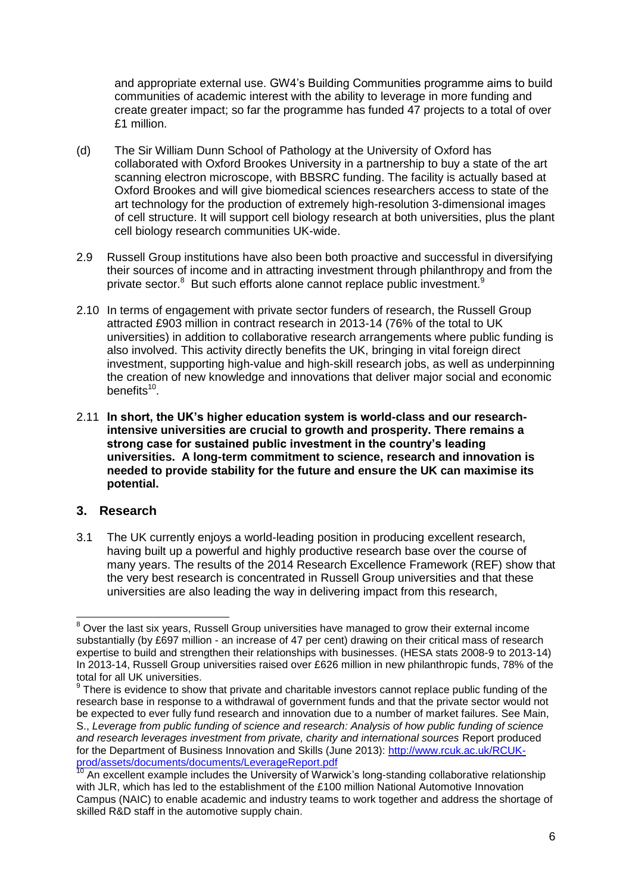and appropriate external use. GW4's Building Communities programme aims to build communities of academic interest with the ability to leverage in more funding and create greater impact; so far the programme has funded 47 projects to a total of over £1 million.

(d) The Sir William Dunn School of Pathology at the University of Oxford has collaborated with Oxford Brookes University in a partnership to buy a state of the art scanning electron microscope, with BBSRC funding. The facility is actually based at Oxford Brookes and will give biomedical sciences researchers access to state of the art technology for the production of extremely high-resolution 3-dimensional images of cell structure. It will support cell biology research at both universities, plus the plant cell biology research communities UK-wide.

2.9 Russell Group institutions have also been both proactive and successful in diversifying their sources of income and in attracting investment through philanthropy and from the private sector.[8] But such efforts alone cannot replace public investment.[9]

2.10 In terms of engagement with private sector funders of research, the Russell Group attracted £903 million in contract research in 2013-14 (76% of the total to UK universities) in addition to collaborative research arrangements where public funding is also involved. This activity directly benefits the UK, bringing in vital foreign direct investment, supporting high-value and high-skill research jobs, as well as underpinning the creation of new knowledge and innovations that deliver major social and economic benefits[10].

2.11 **In short, the UK's higher education system is world-class and our research-intensive universities are crucial to growth and prosperity. There remains a strong case for sustained public investment in the country's leading universities. A long-term commitment to science, research and innovation is needed to provide stability for the future and ensure the UK can maximise its potential.**

## 3. Research

3.1 The UK currently enjoys a world-leading position in producing excellent research, having built up a powerful and highly productive research base over the course of many years. The results of the 2014 Research Excellence Framework (REF) show that the very best research is concentrated in Russell Group universities and that these universities are also leading the way in delivering impact from this research,

---

[8] Over the last six years, Russell Group universities have managed to grow their external income substantially (by £697 million - an increase of 47 per cent) drawing on their critical mass of research expertise to build and strengthen their relationships with businesses. (HESA stats 2008-9 to 2013-14) In 2013-14, Russell Group universities raised over £626 million in new philanthropic funds, 78% of the total for all UK universities.

[9] There is evidence to show that private and charitable investors cannot replace public funding of the research base in response to a withdrawal of government funds and that the private sector would not be expected to ever fully fund research and innovation due to a number of market failures. See Main, S., *Leverage from public funding of science and research: Analysis of how public funding of science and research leverages investment from private, charity and international sources* Report produced for the Department of Business Innovation and Skills (June 2013): http://www.rcuk.ac.uk/RCUK-prod/assets/documents/documents/LeverageReport.pdf

[10] An excellent example includes the University of Warwick's long-standing collaborative relationship with JLR, which has led to the establishment of the £100 million National Automotive Innovation Campus (NAIC) to enable academic and industry teams to work together and address the shortage of skilled R&D staff in the automotive supply chain.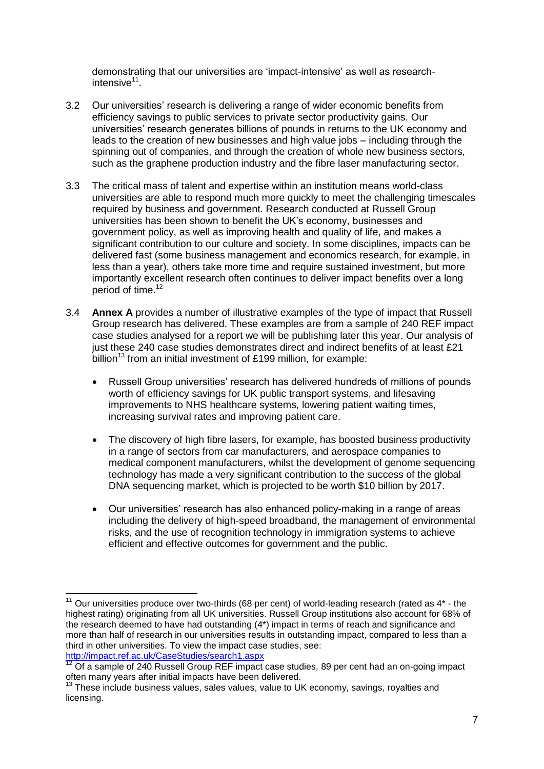demonstrating that our universities are 'impact-intensive' as well as research-intensive[11].

3.2 Our universities' research is delivering a range of wider economic benefits from efficiency savings to public services to private sector productivity gains. Our universities' research generates billions of pounds in returns to the UK economy and leads to the creation of new businesses and high value jobs – including through the spinning out of companies, and through the creation of whole new business sectors, such as the graphene production industry and the fibre laser manufacturing sector.

3.3 The critical mass of talent and expertise within an institution means world-class universities are able to respond much more quickly to meet the challenging timescales required by business and government. Research conducted at Russell Group universities has been shown to benefit the UK's economy, businesses and government policy, as well as improving health and quality of life, and makes a significant contribution to our culture and society. In some disciplines, impacts can be delivered fast (some business management and economics research, for example, in less than a year), others take more time and require sustained investment, but more importantly excellent research often continues to deliver impact benefits over a long period of time.[12]

3.4 **Annex A** provides a number of illustrative examples of the type of impact that Russell Group research has delivered. These examples are from a sample of 240 REF impact case studies analysed for a report we will be publishing later this year. Our analysis of just these 240 case studies demonstrates direct and indirect benefits of at least £21 billion[13] from an initial investment of £199 million, for example:

- Russell Group universities' research has delivered hundreds of millions of pounds worth of efficiency savings for UK public transport systems, and lifesaving improvements to NHS healthcare systems, lowering patient waiting times, increasing survival rates and improving patient care.
- The discovery of high fibre lasers, for example, has boosted business productivity in a range of sectors from car manufacturers, and aerospace companies to medical component manufacturers, whilst the development of genome sequencing technology has made a very significant contribution to the success of the global DNA sequencing market, which is projected to be worth $10 billion by 2017.
- Our universities' research has also enhanced policy-making in a range of areas including the delivery of high-speed broadband, the management of environmental risks, and the use of recognition technology in immigration systems to achieve efficient and effective outcomes for government and the public.

---

[11] Our universities produce over two-thirds (68 per cent) of world-leading research (rated as 4* - the highest rating) originating from all UK universities. Russell Group institutions also account for 68% of the research deemed to have had outstanding (4*) impact in terms of reach and significance and more than half of research in our universities results in outstanding impact, compared to less than a third in other universities. To view the impact case studies, see: http://impact.ref.ac.uk/CaseStudies/search1.aspx

[12] Of a sample of 240 Russell Group REF impact case studies, 89 per cent had an on-going impact often many years after initial impacts have been delivered.

[13] These include business values, sales values, value to UK economy, savings, royalties and licensing.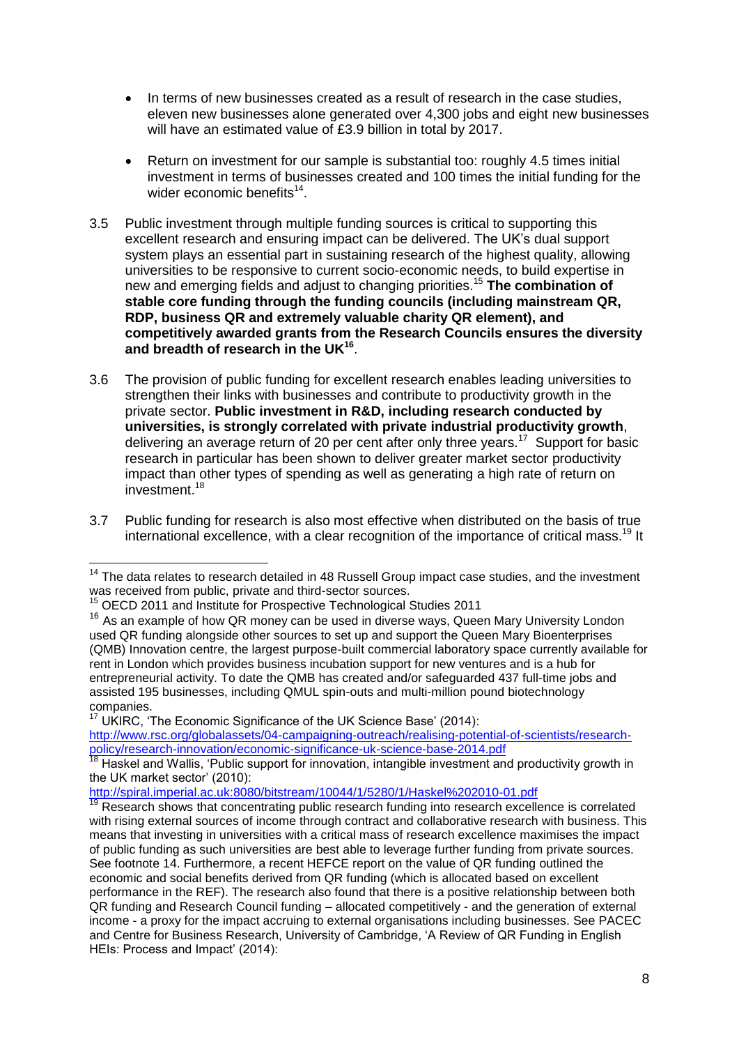- In terms of new businesses created as a result of research in the case studies, eleven new businesses alone generated over 4,300 jobs and eight new businesses will have an estimated value of £3.9 billion in total by 2017.

- Return on investment for our sample is substantial too: roughly 4.5 times initial investment in terms of businesses created and 100 times the initial funding for the wider economic benefits[14].

3.5 Public investment through multiple funding sources is critical to supporting this excellent research and ensuring impact can be delivered. The UK's dual support system plays an essential part in sustaining research of the highest quality, allowing universities to be responsive to current socio-economic needs, to build expertise in new and emerging fields and adjust to changing priorities.[15] **The combination of stable core funding through the funding councils (including mainstream QR, RDP, business QR and extremely valuable charity QR element), and competitively awarded grants from the Research Councils ensures the diversity and breadth of research in the UK[16]**.

3.6 The provision of public funding for excellent research enables leading universities to strengthen their links with businesses and contribute to productivity growth in the private sector. **Public investment in R&D, including research conducted by universities, is strongly correlated with private industrial productivity growth**, delivering an average return of 20 per cent after only three years.[17] Support for basic research in particular has been shown to deliver greater market sector productivity impact than other types of spending as well as generating a high rate of return on investment.[18]

3.7 Public funding for research is also most effective when distributed on the basis of true international excellence, with a clear recognition of the importance of critical mass.[19] It

---

[14] The data relates to research detailed in 48 Russell Group impact case studies, and the investment was received from public, private and third-sector sources.

[15] OECD 2011 and Institute for Prospective Technological Studies 2011

[16] As an example of how QR money can be used in diverse ways, Queen Mary University London used QR funding alongside other sources to set up and support the Queen Mary Bioenterprises (QMB) Innovation centre, the largest purpose-built commercial laboratory space currently available for rent in London which provides business incubation support for new ventures and is a hub for entrepreneurial activity. To date the QMB has created and/or safeguarded 437 full-time jobs and assisted 195 businesses, including QMUL spin-outs and multi-million pound biotechnology companies.

[17] UKIRC, 'The Economic Significance of the UK Science Base' (2014): http://www.rsc.org/globalassets/04-campaigning-outreach/realising-potential-of-scientists/research-policy/research-innovation/economic-significance-uk-science-base-2014.pdf

[18] Haskel and Wallis, 'Public support for innovation, intangible investment and productivity growth in the UK market sector' (2010): http://spiral.imperial.ac.uk:8080/bitstream/10044/1/5280/1/Haskel%202010-01.pdf

[19] Research shows that concentrating public research funding into research excellence is correlated with rising external sources of income through contract and collaborative research with business. This means that investing in universities with a critical mass of research excellence maximises the impact of public funding as such universities are best able to leverage further funding from private sources. See footnote 14. Furthermore, a recent HEFCE report on the value of QR funding outlined the economic and social benefits derived from QR funding (which is allocated based on excellent performance in the REF). The research also found that there is a positive relationship between both QR funding and Research Council funding – allocated competitively - and the generation of external income - a proxy for the impact accruing to external organisations including businesses. See PACEC and Centre for Business Research, University of Cambridge, 'A Review of QR Funding in English HEIs: Process and Impact' (2014):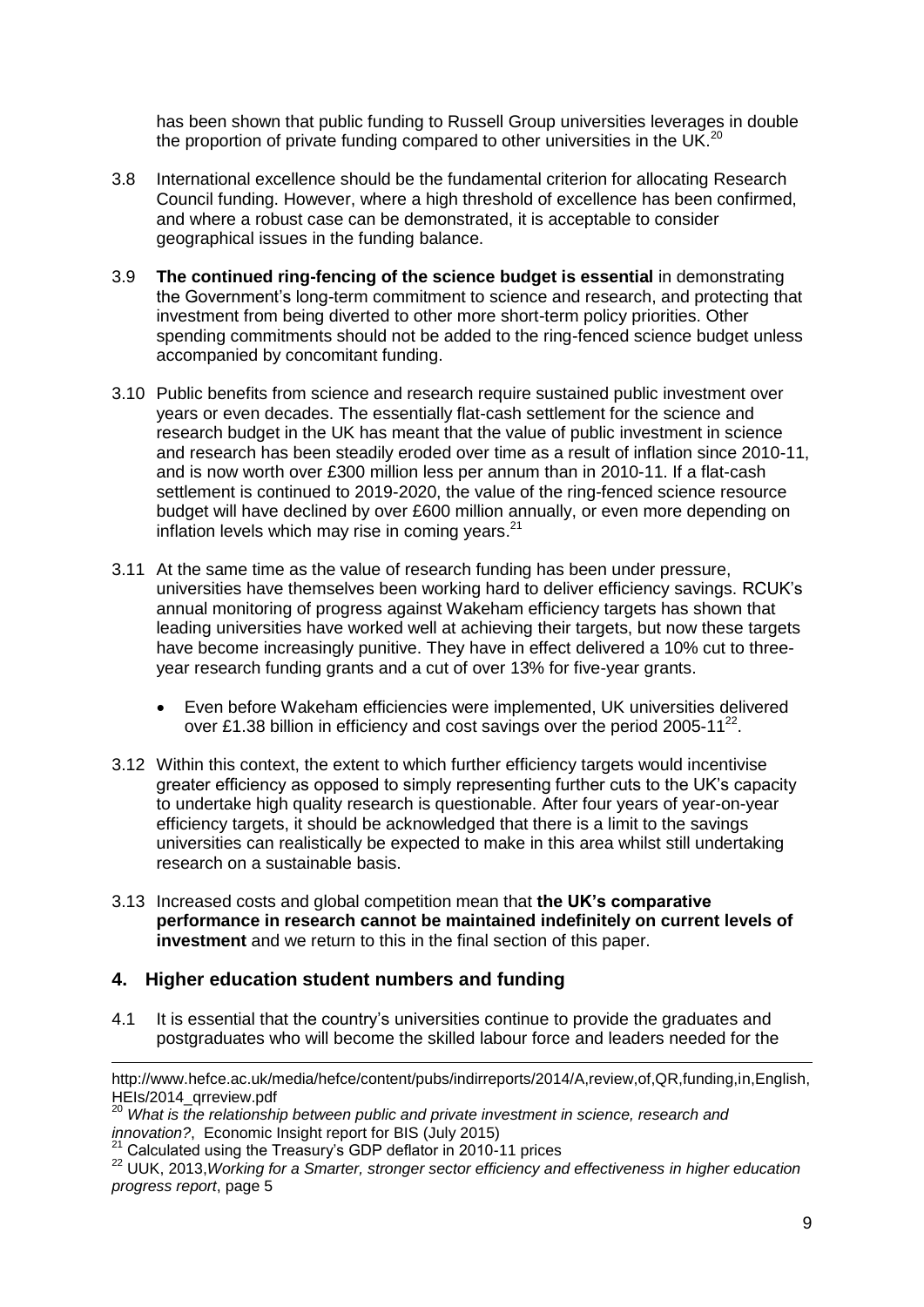has been shown that public funding to Russell Group universities leverages in double the proportion of private funding compared to other universities in the UK.[20]

3.8 International excellence should be the fundamental criterion for allocating Research Council funding. However, where a high threshold of excellence has been confirmed, and where a robust case can be demonstrated, it is acceptable to consider geographical issues in the funding balance.

3.9 **The continued ring-fencing of the science budget is essential** in demonstrating the Government's long-term commitment to science and research, and protecting that investment from being diverted to other more short-term policy priorities. Other spending commitments should not be added to the ring-fenced science budget unless accompanied by concomitant funding.

3.10 Public benefits from science and research require sustained public investment over years or even decades. The essentially flat-cash settlement for the science and research budget in the UK has meant that the value of public investment in science and research has been steadily eroded over time as a result of inflation since 2010-11, and is now worth over £300 million less per annum than in 2010-11. If a flat-cash settlement is continued to 2019-2020, the value of the ring-fenced science resource budget will have declined by over £600 million annually, or even more depending on inflation levels which may rise in coming years.[21]

3.11 At the same time as the value of research funding has been under pressure, universities have themselves been working hard to deliver efficiency savings. RCUK's annual monitoring of progress against Wakeham efficiency targets has shown that leading universities have worked well at achieving their targets, but now these targets have become increasingly punitive. They have in effect delivered a 10% cut to three-year research funding grants and a cut of over 13% for five-year grants.

- Even before Wakeham efficiencies were implemented, UK universities delivered over £1.38 billion in efficiency and cost savings over the period 2005-11[22].

3.12 Within this context, the extent to which further efficiency targets would incentivise greater efficiency as opposed to simply representing further cuts to the UK's capacity to undertake high quality research is questionable. After four years of year-on-year efficiency targets, it should be acknowledged that there is a limit to the savings universities can realistically be expected to make in this area whilst still undertaking research on a sustainable basis.

3.13 Increased costs and global competition mean that **the UK's comparative performance in research cannot be maintained indefinitely on current levels of investment** and we return to this in the final section of this paper.

## 4. Higher education student numbers and funding

4.1 It is essential that the country's universities continue to provide the graduates and postgraduates who will become the skilled labour force and leaders needed for the

---

http://www.hefce.ac.uk/media/hefce/content/pubs/indirreports/2014/A,review,of,QR,funding,in,English,HEIs/2014_qrreview.pdf

[20] *What is the relationship between public and private investment in science, research and innovation?*, Economic Insight report for BIS (July 2015)

[21] Calculated using the Treasury's GDP deflator in 2010-11 prices

[22] UUK, 2013,*Working for a Smarter, stronger sector efficiency and effectiveness in higher education progress report*, page 5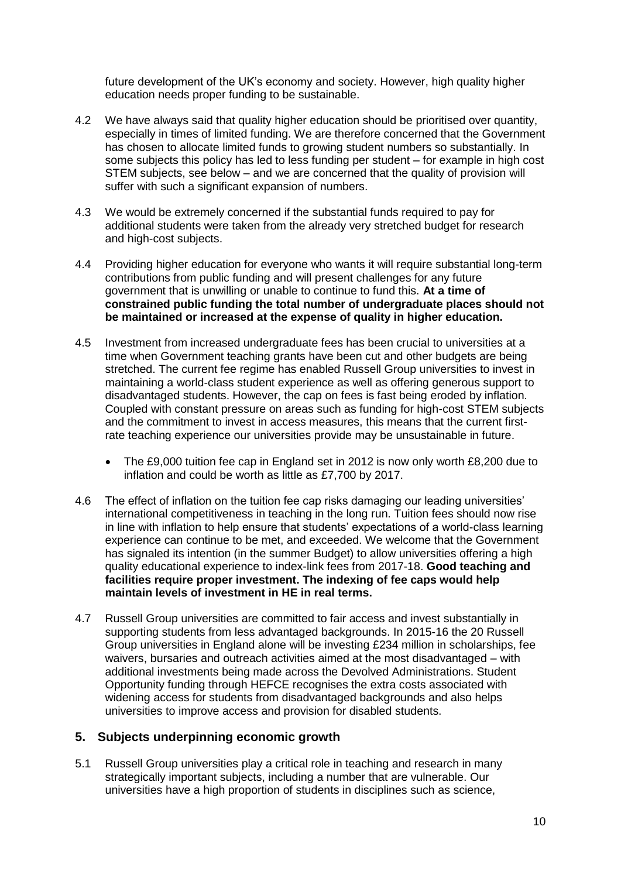future development of the UK's economy and society. However, high quality higher education needs proper funding to be sustainable.

4.2 We have always said that quality higher education should be prioritised over quantity, especially in times of limited funding. We are therefore concerned that the Government has chosen to allocate limited funds to growing student numbers so substantially. In some subjects this policy has led to less funding per student – for example in high cost STEM subjects, see below – and we are concerned that the quality of provision will suffer with such a significant expansion of numbers.

4.3 We would be extremely concerned if the substantial funds required to pay for additional students were taken from the already very stretched budget for research and high-cost subjects.

4.4 Providing higher education for everyone who wants it will require substantial long-term contributions from public funding and will present challenges for any future government that is unwilling or unable to continue to fund this. **At a time of constrained public funding the total number of undergraduate places should not be maintained or increased at the expense of quality in higher education.**

4.5 Investment from increased undergraduate fees has been crucial to universities at a time when Government teaching grants have been cut and other budgets are being stretched. The current fee regime has enabled Russell Group universities to invest in maintaining a world-class student experience as well as offering generous support to disadvantaged students. However, the cap on fees is fast being eroded by inflation. Coupled with constant pressure on areas such as funding for high-cost STEM subjects and the commitment to invest in access measures, this means that the current first-rate teaching experience our universities provide may be unsustainable in future.

- The £9,000 tuition fee cap in England set in 2012 is now only worth £8,200 due to inflation and could be worth as little as £7,700 by 2017.

4.6 The effect of inflation on the tuition fee cap risks damaging our leading universities' international competitiveness in teaching in the long run. Tuition fees should now rise in line with inflation to help ensure that students' expectations of a world-class learning experience can continue to be met, and exceeded. We welcome that the Government has signaled its intention (in the summer Budget) to allow universities offering a high quality educational experience to index-link fees from 2017-18. **Good teaching and facilities require proper investment. The indexing of fee caps would help maintain levels of investment in HE in real terms.**

4.7 Russell Group universities are committed to fair access and invest substantially in supporting students from less advantaged backgrounds. In 2015-16 the 20 Russell Group universities in England alone will be investing £234 million in scholarships, fee waivers, bursaries and outreach activities aimed at the most disadvantaged – with additional investments being made across the Devolved Administrations. Student Opportunity funding through HEFCE recognises the extra costs associated with widening access for students from disadvantaged backgrounds and also helps universities to improve access and provision for disabled students.

## 5. Subjects underpinning economic growth

5.1 Russell Group universities play a critical role in teaching and research in many strategically important subjects, including a number that are vulnerable. Our universities have a high proportion of students in disciplines such as science,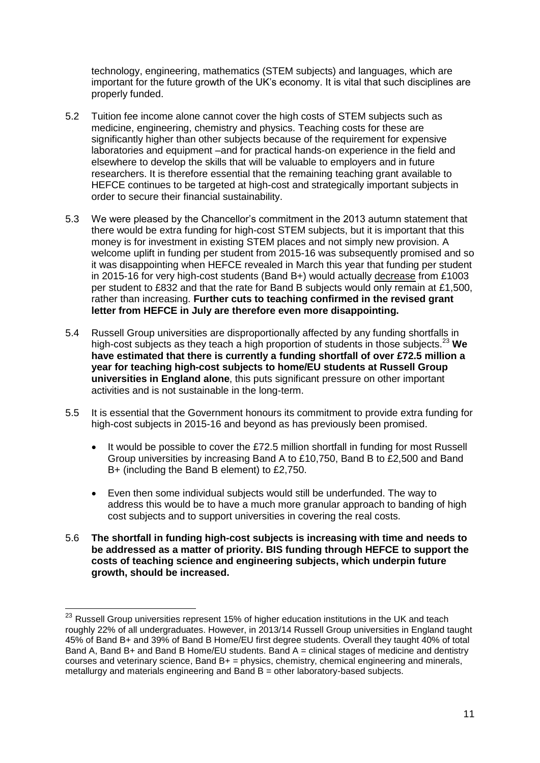technology, engineering, mathematics (STEM subjects) and languages, which are important for the future growth of the UK's economy. It is vital that such disciplines are properly funded.

5.2 Tuition fee income alone cannot cover the high costs of STEM subjects such as medicine, engineering, chemistry and physics. Teaching costs for these are significantly higher than other subjects because of the requirement for expensive laboratories and equipment –and for practical hands-on experience in the field and elsewhere to develop the skills that will be valuable to employers and in future researchers. It is therefore essential that the remaining teaching grant available to HEFCE continues to be targeted at high-cost and strategically important subjects in order to secure their financial sustainability.

5.3 We were pleased by the Chancellor's commitment in the 2013 autumn statement that there would be extra funding for high-cost STEM subjects, but it is important that this money is for investment in existing STEM places and not simply new provision. A welcome uplift in funding per student from 2015-16 was subsequently promised and so it was disappointing when HEFCE revealed in March this year that funding per student in 2015-16 for very high-cost students (Band B+) would actually decrease from £1003 per student to £832 and that the rate for Band B subjects would only remain at £1,500, rather than increasing. **Further cuts to teaching confirmed in the revised grant letter from HEFCE in July are therefore even more disappointing.**

5.4 Russell Group universities are disproportionally affected by any funding shortfalls in high-cost subjects as they teach a high proportion of students in those subjects.[23] **We have estimated that there is currently a funding shortfall of over £72.5 million a year for teaching high-cost subjects to home/EU students at Russell Group universities in England alone**, this puts significant pressure on other important activities and is not sustainable in the long-term.

5.5 It is essential that the Government honours its commitment to provide extra funding for high-cost subjects in 2015-16 and beyond as has previously been promised.

- It would be possible to cover the £72.5 million shortfall in funding for most Russell Group universities by increasing Band A to £10,750, Band B to £2,500 and Band B+ (including the Band B element) to £2,750.
- Even then some individual subjects would still be underfunded. The way to address this would be to have a much more granular approach to banding of high cost subjects and to support universities in covering the real costs.

5.6 **The shortfall in funding high-cost subjects is increasing with time and needs to be addressed as a matter of priority. BIS funding through HEFCE to support the costs of teaching science and engineering subjects, which underpin future growth, should be increased.**

---

[23] Russell Group universities represent 15% of higher education institutions in the UK and teach roughly 22% of all undergraduates. However, in 2013/14 Russell Group universities in England taught 45% of Band B+ and 39% of Band B Home/EU first degree students. Overall they taught 40% of total Band A, Band B+ and Band B Home/EU students. Band A = clinical stages of medicine and dentistry courses and veterinary science, Band B+ = physics, chemistry, chemical engineering and minerals, metallurgy and materials engineering and Band B = other laboratory-based subjects.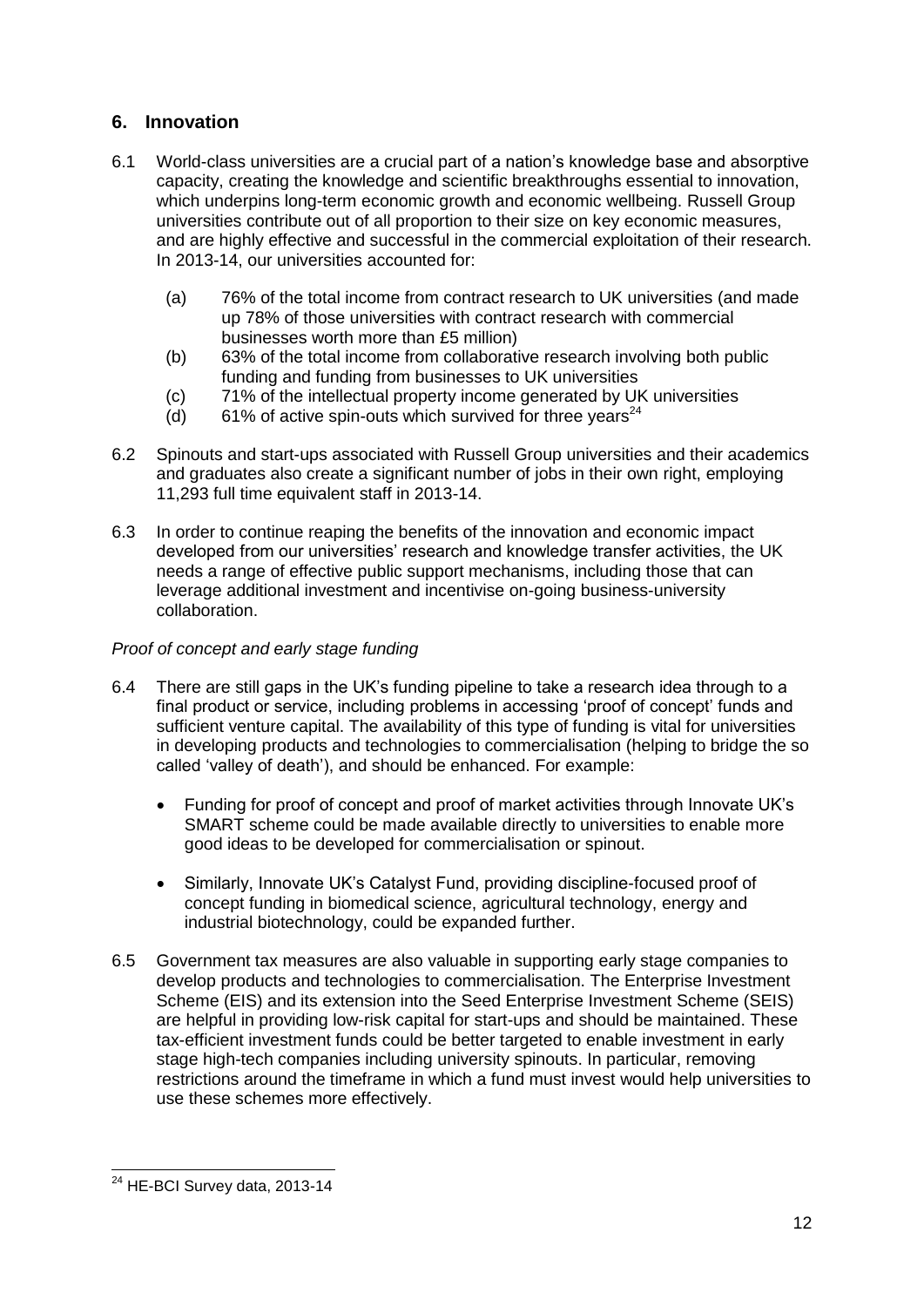## 6. Innovation

6.1 World-class universities are a crucial part of a nation's knowledge base and absorptive capacity, creating the knowledge and scientific breakthroughs essential to innovation, which underpins long-term economic growth and economic wellbeing. Russell Group universities contribute out of all proportion to their size on key economic measures, and are highly effective and successful in the commercial exploitation of their research. In 2013-14, our universities accounted for:

(a) 76% of the total income from contract research to UK universities (and made up 78% of those universities with contract research with commercial businesses worth more than £5 million)
(b) 63% of the total income from collaborative research involving both public funding and funding from businesses to UK universities
(c) 71% of the intellectual property income generated by UK universities
(d) 61% of active spin-outs which survived for three years[24]

6.2 Spinouts and start-ups associated with Russell Group universities and their academics and graduates also create a significant number of jobs in their own right, employing 11,293 full time equivalent staff in 2013-14.

6.3 In order to continue reaping the benefits of the innovation and economic impact developed from our universities' research and knowledge transfer activities, the UK needs a range of effective public support mechanisms, including those that can leverage additional investment and incentivise on-going business-university collaboration.

*Proof of concept and early stage funding*

6.4 There are still gaps in the UK's funding pipeline to take a research idea through to a final product or service, including problems in accessing 'proof of concept' funds and sufficient venture capital. The availability of this type of funding is vital for universities in developing products and technologies to commercialisation (helping to bridge the so called 'valley of death'), and should be enhanced. For example:

- Funding for proof of concept and proof of market activities through Innovate UK's SMART scheme could be made available directly to universities to enable more good ideas to be developed for commercialisation or spinout.
- Similarly, Innovate UK's Catalyst Fund, providing discipline-focused proof of concept funding in biomedical science, agricultural technology, energy and industrial biotechnology, could be expanded further.

6.5 Government tax measures are also valuable in supporting early stage companies to develop products and technologies to commercialisation. The Enterprise Investment Scheme (EIS) and its extension into the Seed Enterprise Investment Scheme (SEIS) are helpful in providing low-risk capital for start-ups and should be maintained. These tax-efficient investment funds could be better targeted to enable investment in early stage high-tech companies including university spinouts. In particular, removing restrictions around the timeframe in which a fund must invest would help universities to use these schemes more effectively.

[24] HE-BCI Survey data, 2013-14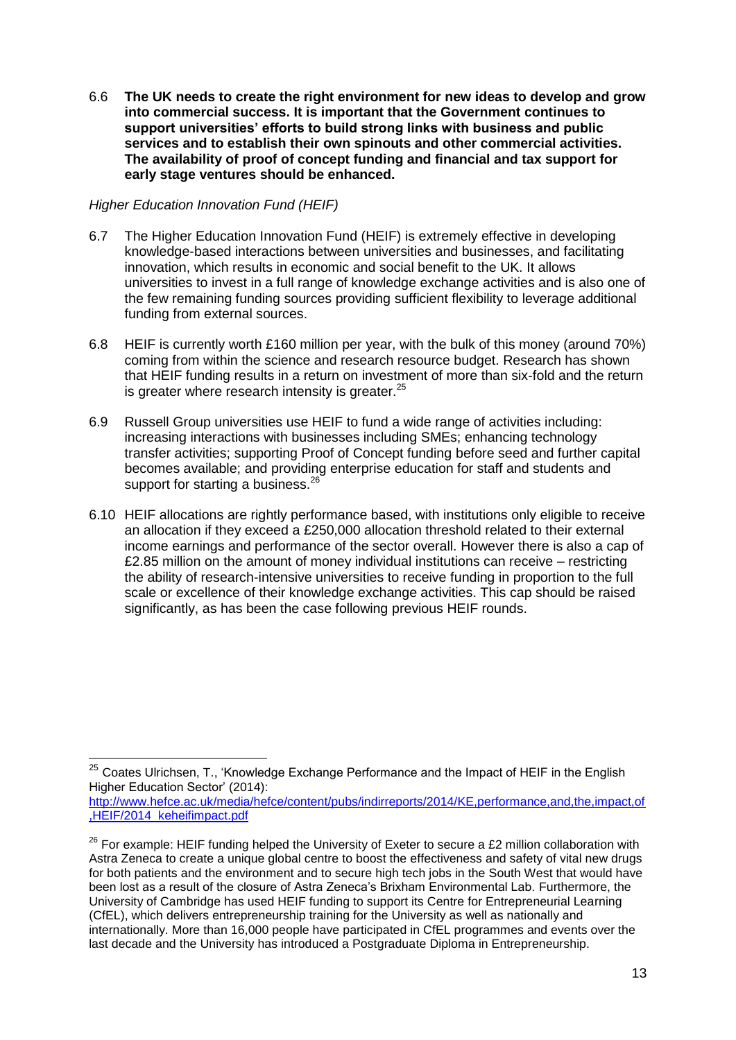6.6 **The UK needs to create the right environment for new ideas to develop and grow into commercial success. It is important that the Government continues to support universities' efforts to build strong links with business and public services and to establish their own spinouts and other commercial activities. The availability of proof of concept funding and financial and tax support for early stage ventures should be enhanced.**

*Higher Education Innovation Fund (HEIF)*

6.7 The Higher Education Innovation Fund (HEIF) is extremely effective in developing knowledge-based interactions between universities and businesses, and facilitating innovation, which results in economic and social benefit to the UK. It allows universities to invest in a full range of knowledge exchange activities and is also one of the few remaining funding sources providing sufficient flexibility to leverage additional funding from external sources.

6.8 HEIF is currently worth £160 million per year, with the bulk of this money (around 70%) coming from within the science and research resource budget. Research has shown that HEIF funding results in a return on investment of more than six-fold and the return is greater where research intensity is greater.[25]

6.9 Russell Group universities use HEIF to fund a wide range of activities including: increasing interactions with businesses including SMEs; enhancing technology transfer activities; supporting Proof of Concept funding before seed and further capital becomes available; and providing enterprise education for staff and students and support for starting a business.[26]

6.10 HEIF allocations are rightly performance based, with institutions only eligible to receive an allocation if they exceed a £250,000 allocation threshold related to their external income earnings and performance of the sector overall. However there is also a cap of £2.85 million on the amount of money individual institutions can receive – restricting the ability of research-intensive universities to receive funding in proportion to the full scale or excellence of their knowledge exchange activities. This cap should be raised significantly, as has been the case following previous HEIF rounds.

---

[25] Coates Ulrichsen, T., 'Knowledge Exchange Performance and the Impact of HEIF in the English Higher Education Sector' (2014): http://www.hefce.ac.uk/media/hefce/content/pubs/indirreports/2014/KE,performance,and,the,impact,of,HEIF/2014_keheifimpact.pdf

[26] For example: HEIF funding helped the University of Exeter to secure a £2 million collaboration with Astra Zeneca to create a unique global centre to boost the effectiveness and safety of vital new drugs for both patients and the environment and to secure high tech jobs in the South West that would have been lost as a result of the closure of Astra Zeneca's Brixham Environmental Lab. Furthermore, the University of Cambridge has used HEIF funding to support its Centre for Entrepreneurial Learning (CfEL), which delivers entrepreneurship training for the University as well as nationally and internationally. More than 16,000 people have participated in CfEL programmes and events over the last decade and the University has introduced a Postgraduate Diploma in Entrepreneurship.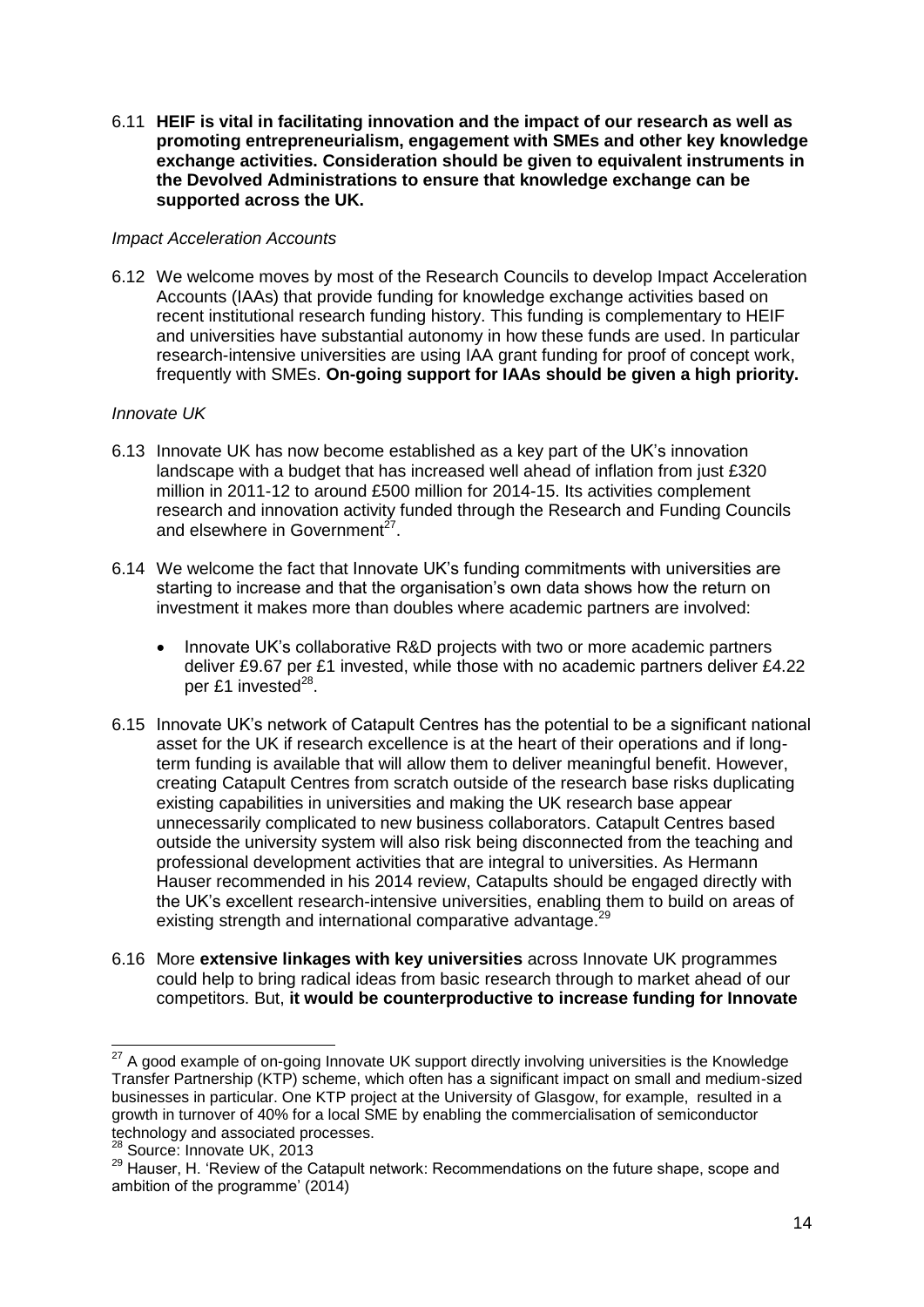6.11 **HEIF is vital in facilitating innovation and the impact of our research as well as promoting entrepreneurialism, engagement with SMEs and other key knowledge exchange activities. Consideration should be given to equivalent instruments in the Devolved Administrations to ensure that knowledge exchange can be supported across the UK.**

*Impact Acceleration Accounts*

6.12 We welcome moves by most of the Research Councils to develop Impact Acceleration Accounts (IAAs) that provide funding for knowledge exchange activities based on recent institutional research funding history. This funding is complementary to HEIF and universities have substantial autonomy in how these funds are used. In particular research-intensive universities are using IAA grant funding for proof of concept work, frequently with SMEs. **On-going support for IAAs should be given a high priority.**

*Innovate UK*

6.13 Innovate UK has now become established as a key part of the UK's innovation landscape with a budget that has increased well ahead of inflation from just £320 million in 2011-12 to around £500 million for 2014-15. Its activities complement research and innovation activity funded through the Research and Funding Councils and elsewhere in Government[27].

6.14 We welcome the fact that Innovate UK's funding commitments with universities are starting to increase and that the organisation's own data shows how the return on investment it makes more than doubles where academic partners are involved:

- Innovate UK's collaborative R&D projects with two or more academic partners deliver £9.67 per £1 invested, while those with no academic partners deliver £4.22 per £1 invested[28].

6.15 Innovate UK's network of Catapult Centres has the potential to be a significant national asset for the UK if research excellence is at the heart of their operations and if long-term funding is available that will allow them to deliver meaningful benefit. However, creating Catapult Centres from scratch outside of the research base risks duplicating existing capabilities in universities and making the UK research base appear unnecessarily complicated to new business collaborators. Catapult Centres based outside the university system will also risk being disconnected from the teaching and professional development activities that are integral to universities. As Hermann Hauser recommended in his 2014 review, Catapults should be engaged directly with the UK's excellent research-intensive universities, enabling them to build on areas of existing strength and international comparative advantage.[29]

6.16 More **extensive linkages with key universities** across Innovate UK programmes could help to bring radical ideas from basic research through to market ahead of our competitors. But, **it would be counterproductive to increase funding for Innovate**

---

[27] A good example of on-going Innovate UK support directly involving universities is the Knowledge Transfer Partnership (KTP) scheme, which often has a significant impact on small and medium-sized businesses in particular. One KTP project at the University of Glasgow, for example, resulted in a growth in turnover of 40% for a local SME by enabling the commercialisation of semiconductor technology and associated processes.

[28] Source: Innovate UK, 2013

[29] Hauser, H. 'Review of the Catapult network: Recommendations on the future shape, scope and ambition of the programme' (2014)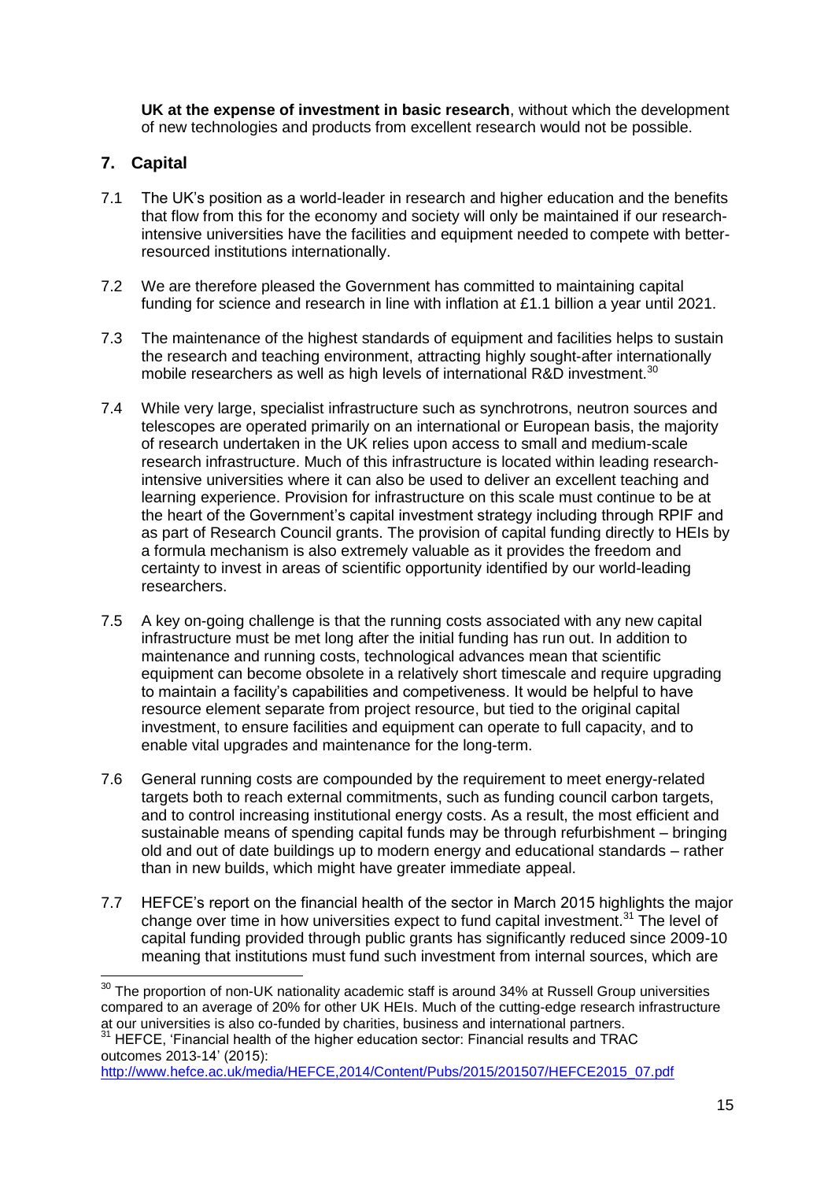**UK at the expense of investment in basic research**, without which the development of new technologies and products from excellent research would not be possible.

## 7. Capital

7.1 The UK's position as a world-leader in research and higher education and the benefits that flow from this for the economy and society will only be maintained if our research-intensive universities have the facilities and equipment needed to compete with better-resourced institutions internationally.

7.2 We are therefore pleased the Government has committed to maintaining capital funding for science and research in line with inflation at £1.1 billion a year until 2021.

7.3 The maintenance of the highest standards of equipment and facilities helps to sustain the research and teaching environment, attracting highly sought-after internationally mobile researchers as well as high levels of international R&D investment.[30]

7.4 While very large, specialist infrastructure such as synchrotrons, neutron sources and telescopes are operated primarily on an international or European basis, the majority of research undertaken in the UK relies upon access to small and medium-scale research infrastructure. Much of this infrastructure is located within leading research-intensive universities where it can also be used to deliver an excellent teaching and learning experience. Provision for infrastructure on this scale must continue to be at the heart of the Government's capital investment strategy including through RPIF and as part of Research Council grants. The provision of capital funding directly to HEIs by a formula mechanism is also extremely valuable as it provides the freedom and certainty to invest in areas of scientific opportunity identified by our world-leading researchers.

7.5 A key on-going challenge is that the running costs associated with any new capital infrastructure must be met long after the initial funding has run out. In addition to maintenance and running costs, technological advances mean that scientific equipment can become obsolete in a relatively short timescale and require upgrading to maintain a facility's capabilities and competiveness. It would be helpful to have resource element separate from project resource, but tied to the original capital investment, to ensure facilities and equipment can operate to full capacity, and to enable vital upgrades and maintenance for the long-term.

7.6 General running costs are compounded by the requirement to meet energy-related targets both to reach external commitments, such as funding council carbon targets, and to control increasing institutional energy costs. As a result, the most efficient and sustainable means of spending capital funds may be through refurbishment – bringing old and out of date buildings up to modern energy and educational standards – rather than in new builds, which might have greater immediate appeal.

7.7 HEFCE's report on the financial health of the sector in March 2015 highlights the major change over time in how universities expect to fund capital investment.[31] The level of capital funding provided through public grants has significantly reduced since 2009-10 meaning that institutions must fund such investment from internal sources, which are

---

[30] The proportion of non-UK nationality academic staff is around 34% at Russell Group universities compared to an average of 20% for other UK HEIs. Much of the cutting-edge research infrastructure at our universities is also co-funded by charities, business and international partners.

[31] HEFCE, 'Financial health of the higher education sector: Financial results and TRAC outcomes 2013-14' (2015): http://www.hefce.ac.uk/media/HEFCE,2014/Content/Pubs/2015/201507/HEFCE2015_07.pdf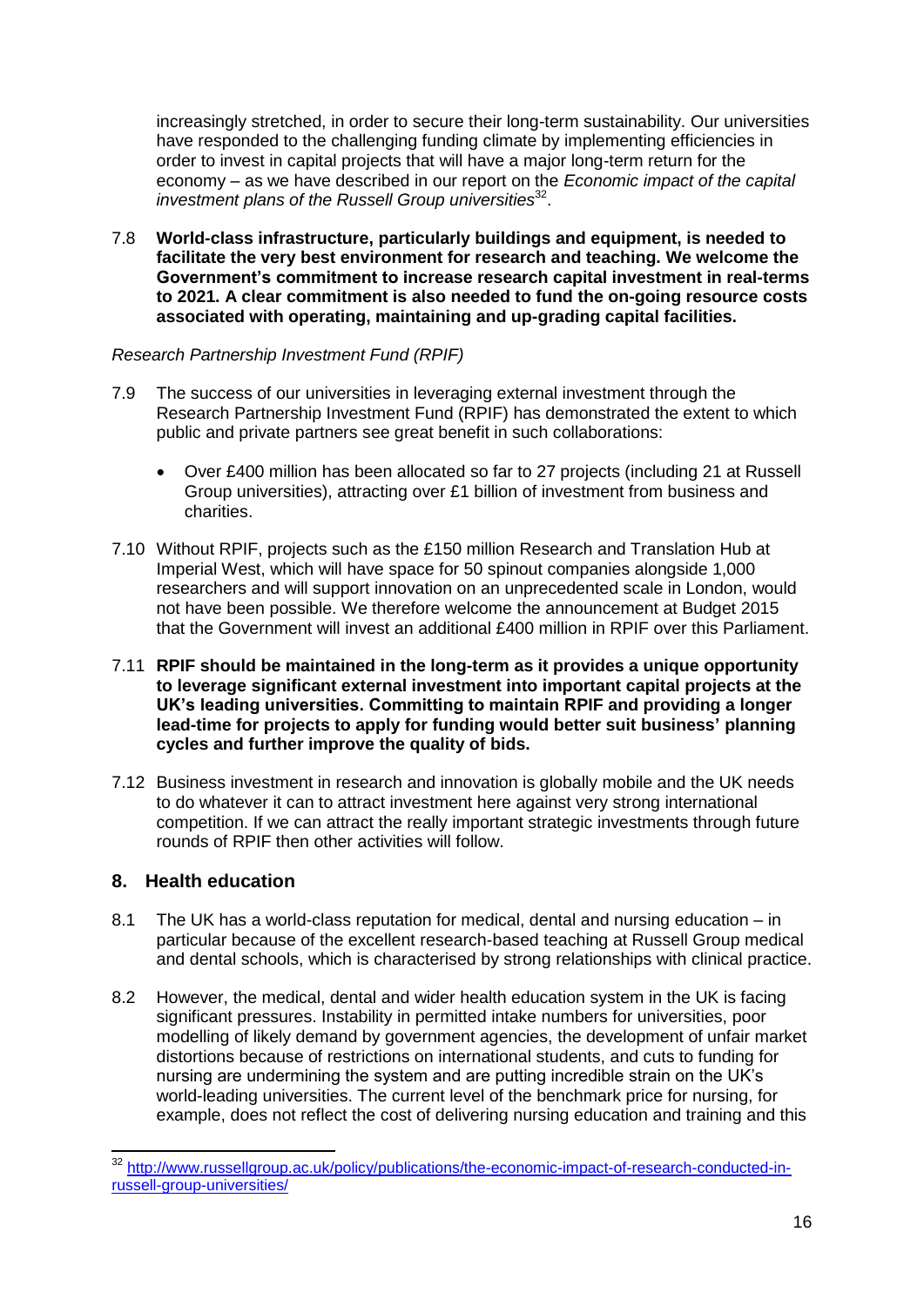increasingly stretched, in order to secure their long-term sustainability. Our universities have responded to the challenging funding climate by implementing efficiencies in order to invest in capital projects that will have a major long-term return for the economy – as we have described in our report on the *Economic impact of the capital investment plans of the Russell Group universities*[32].

7.8 **World-class infrastructure, particularly buildings and equipment, is needed to facilitate the very best environment for research and teaching. We welcome the Government's commitment to increase research capital investment in real-terms to 2021. A clear commitment is also needed to fund the on-going resource costs associated with operating, maintaining and up-grading capital facilities.**

*Research Partnership Investment Fund (RPIF)*

7.9 The success of our universities in leveraging external investment through the Research Partnership Investment Fund (RPIF) has demonstrated the extent to which public and private partners see great benefit in such collaborations:

- Over £400 million has been allocated so far to 27 projects (including 21 at Russell Group universities), attracting over £1 billion of investment from business and charities.

7.10 Without RPIF, projects such as the £150 million Research and Translation Hub at Imperial West, which will have space for 50 spinout companies alongside 1,000 researchers and will support innovation on an unprecedented scale in London, would not have been possible. We therefore welcome the announcement at Budget 2015 that the Government will invest an additional £400 million in RPIF over this Parliament.

7.11 **RPIF should be maintained in the long-term as it provides a unique opportunity to leverage significant external investment into important capital projects at the UK's leading universities. Committing to maintain RPIF and providing a longer lead-time for projects to apply for funding would better suit business' planning cycles and further improve the quality of bids.**

7.12 Business investment in research and innovation is globally mobile and the UK needs to do whatever it can to attract investment here against very strong international competition. If we can attract the really important strategic investments through future rounds of RPIF then other activities will follow.

## 8. Health education

8.1 The UK has a world-class reputation for medical, dental and nursing education – in particular because of the excellent research-based teaching at Russell Group medical and dental schools, which is characterised by strong relationships with clinical practice.

8.2 However, the medical, dental and wider health education system in the UK is facing significant pressures. Instability in permitted intake numbers for universities, poor modelling of likely demand by government agencies, the development of unfair market distortions because of restrictions on international students, and cuts to funding for nursing are undermining the system and are putting incredible strain on the UK's world-leading universities. The current level of the benchmark price for nursing, for example, does not reflect the cost of delivering nursing education and training and this

---

[32] http://www.russellgroup.ac.uk/policy/publications/the-economic-impact-of-research-conducted-in-russell-group-universities/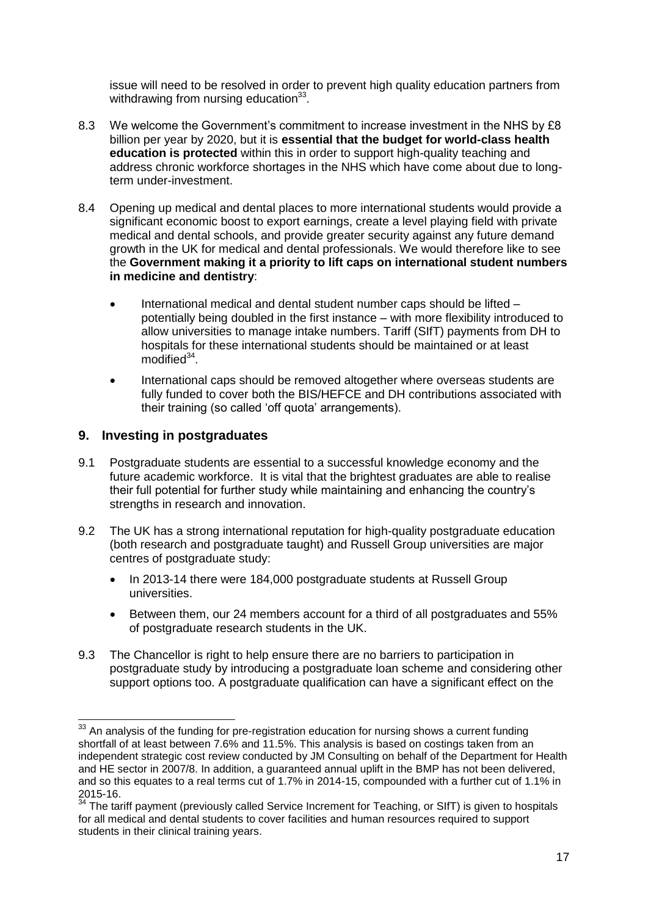issue will need to be resolved in order to prevent high quality education partners from withdrawing from nursing education[33].

8.3 We welcome the Government's commitment to increase investment in the NHS by £8 billion per year by 2020, but it is **essential that the budget for world-class health education is protected** within this in order to support high-quality teaching and address chronic workforce shortages in the NHS which have come about due to long-term under-investment.

8.4 Opening up medical and dental places to more international students would provide a significant economic boost to export earnings, create a level playing field with private medical and dental schools, and provide greater security against any future demand growth in the UK for medical and dental professionals. We would therefore like to see the **Government making it a priority to lift caps on international student numbers in medicine and dentistry**:

- International medical and dental student number caps should be lifted – potentially being doubled in the first instance – with more flexibility introduced to allow universities to manage intake numbers. Tariff (SIfT) payments from DH to hospitals for these international students should be maintained or at least modified[34].
- International caps should be removed altogether where overseas students are fully funded to cover both the BIS/HEFCE and DH contributions associated with their training (so called 'off quota' arrangements).

## 9. Investing in postgraduates

9.1 Postgraduate students are essential to a successful knowledge economy and the future academic workforce. It is vital that the brightest graduates are able to realise their full potential for further study while maintaining and enhancing the country's strengths in research and innovation.

9.2 The UK has a strong international reputation for high-quality postgraduate education (both research and postgraduate taught) and Russell Group universities are major centres of postgraduate study:

- In 2013-14 there were 184,000 postgraduate students at Russell Group universities.
- Between them, our 24 members account for a third of all postgraduates and 55% of postgraduate research students in the UK.

9.3 The Chancellor is right to help ensure there are no barriers to participation in postgraduate study by introducing a postgraduate loan scheme and considering other support options too. A postgraduate qualification can have a significant effect on the

---

[33] An analysis of the funding for pre-registration education for nursing shows a current funding shortfall of at least between 7.6% and 11.5%. This analysis is based on costings taken from an independent strategic cost review conducted by JM Consulting on behalf of the Department for Health and HE sector in 2007/8. In addition, a guaranteed annual uplift in the BMP has not been delivered, and so this equates to a real terms cut of 1.7% in 2014-15, compounded with a further cut of 1.1% in 2015-16.

[34] The tariff payment (previously called Service Increment for Teaching, or SIfT) is given to hospitals for all medical and dental students to cover facilities and human resources required to support students in their clinical training years.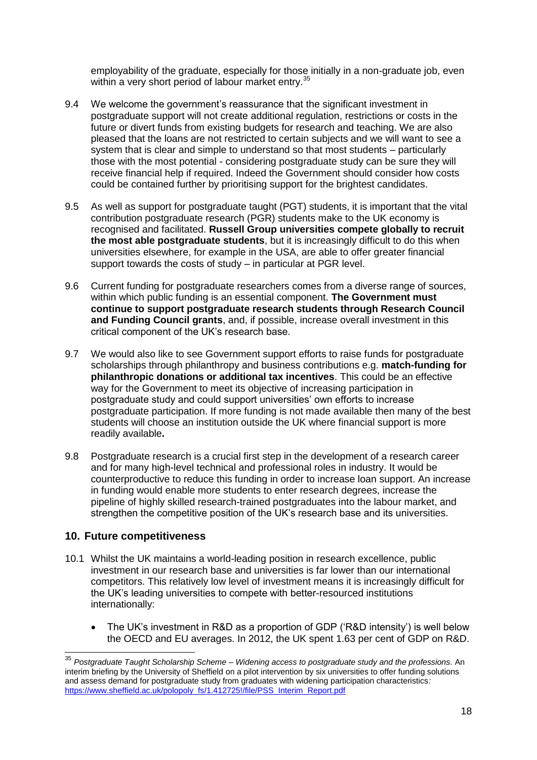employability of the graduate, especially for those initially in a non-graduate job, even within a very short period of labour market entry.[35]

9.4 We welcome the government's reassurance that the significant investment in postgraduate support will not create additional regulation, restrictions or costs in the future or divert funds from existing budgets for research and teaching. We are also pleased that the loans are not restricted to certain subjects and we will want to see a system that is clear and simple to understand so that most students – particularly those with the most potential - considering postgraduate study can be sure they will receive financial help if required. Indeed the Government should consider how costs could be contained further by prioritising support for the brightest candidates.

9.5 As well as support for postgraduate taught (PGT) students, it is important that the vital contribution postgraduate research (PGR) students make to the UK economy is recognised and facilitated. **Russell Group universities compete globally to recruit the most able postgraduate students**, but it is increasingly difficult to do this when universities elsewhere, for example in the USA, are able to offer greater financial support towards the costs of study – in particular at PGR level.

9.6 Current funding for postgraduate researchers comes from a diverse range of sources, within which public funding is an essential component. **The Government must continue to support postgraduate research students through Research Council and Funding Council grants**, and, if possible, increase overall investment in this critical component of the UK's research base.

9.7 We would also like to see Government support efforts to raise funds for postgraduate scholarships through philanthropy and business contributions e.g. **match-funding for philanthropic donations or additional tax incentives**. This could be an effective way for the Government to meet its objective of increasing participation in postgraduate study and could support universities' own efforts to increase postgraduate participation. If more funding is not made available then many of the best students will choose an institution outside the UK where financial support is more readily available**.**

9.8 Postgraduate research is a crucial first step in the development of a research career and for many high-level technical and professional roles in industry. It would be counterproductive to reduce this funding in order to increase loan support. An increase in funding would enable more students to enter research degrees, increase the pipeline of highly skilled research-trained postgraduates into the labour market, and strengthen the competitive position of the UK's research base and its universities.

## 10. Future competitiveness

10.1 Whilst the UK maintains a world-leading position in research excellence, public investment in our research base and universities is far lower than our international competitors. This relatively low level of investment means it is increasingly difficult for the UK's leading universities to compete with better-resourced institutions internationally:

- The UK's investment in R&D as a proportion of GDP ('R&D intensity') is well below the OECD and EU averages. In 2012, the UK spent 1.63 per cent of GDP on R&D.

---

[35] *Postgraduate Taught Scholarship Scheme – Widening access to postgraduate study and the professions*. An interim briefing by the University of Sheffield on a pilot intervention by six universities to offer funding solutions and assess demand for postgraduate study from graduates with widening participation characteristics*:* https://www.sheffield.ac.uk/polopoly_fs/1.412725!/file/PSS_Interim_Report.pdf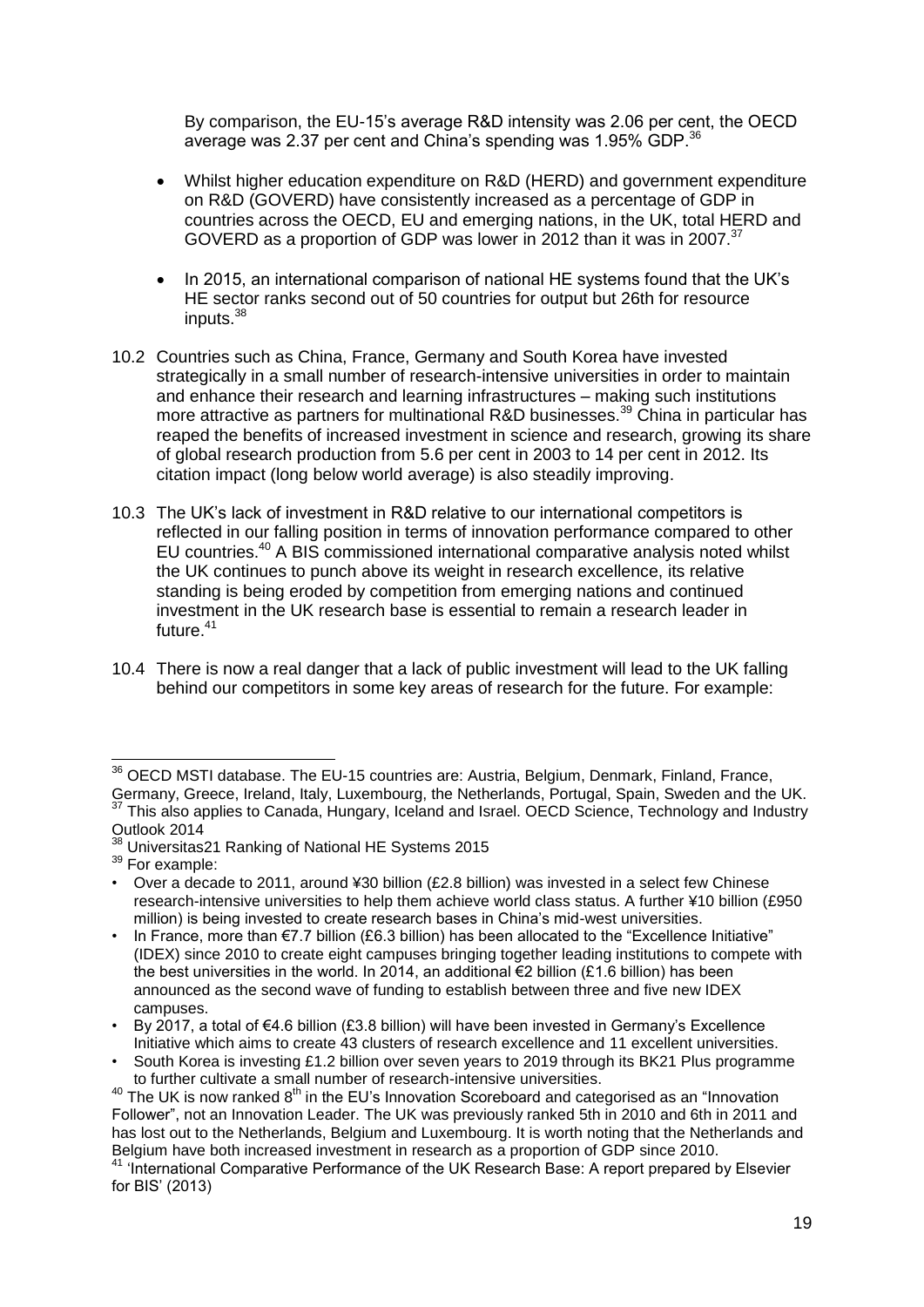By comparison, the EU-15's average R&D intensity was 2.06 per cent, the OECD average was 2.37 per cent and China's spending was 1.95% GDP.[36]

- Whilst higher education expenditure on R&D (HERD) and government expenditure on R&D (GOVERD) have consistently increased as a percentage of GDP in countries across the OECD, EU and emerging nations, in the UK, total HERD and GOVERD as a proportion of GDP was lower in 2012 than it was in 2007.[37]

- In 2015, an international comparison of national HE systems found that the UK's HE sector ranks second out of 50 countries for output but 26th for resource inputs.[38]

10.2 Countries such as China, France, Germany and South Korea have invested strategically in a small number of research-intensive universities in order to maintain and enhance their research and learning infrastructures – making such institutions more attractive as partners for multinational R&D businesses.[39] China in particular has reaped the benefits of increased investment in science and research, growing its share of global research production from 5.6 per cent in 2003 to 14 per cent in 2012. Its citation impact (long below world average) is also steadily improving.

10.3 The UK's lack of investment in R&D relative to our international competitors is reflected in our falling position in terms of innovation performance compared to other EU countries.[40] A BIS commissioned international comparative analysis noted whilst the UK continues to punch above its weight in research excellence, its relative standing is being eroded by competition from emerging nations and continued investment in the UK research base is essential to remain a research leader in future.[41]

10.4 There is now a real danger that a lack of public investment will lead to the UK falling behind our competitors in some key areas of research for the future. For example:

---

[36] OECD MSTI database. The EU-15 countries are: Austria, Belgium, Denmark, Finland, France, Germany, Greece, Ireland, Italy, Luxembourg, the Netherlands, Portugal, Spain, Sweden and the UK.

[37] This also applies to Canada, Hungary, Iceland and Israel. OECD Science, Technology and Industry Outlook 2014

[38] Universitas21 Ranking of National HE Systems 2015

[39] For example:

- Over a decade to 2011, around ¥30 billion (£2.8 billion) was invested in a select few Chinese research-intensive universities to help them achieve world class status. A further ¥10 billion (£950 million) is being invested to create research bases in China's mid-west universities.
- In France, more than €7.7 billion (£6.3 billion) has been allocated to the "Excellence Initiative" (IDEX) since 2010 to create eight campuses bringing together leading institutions to compete with the best universities in the world. In 2014, an additional €2 billion (£1.6 billion) has been announced as the second wave of funding to establish between three and five new IDEX campuses.
- By 2017, a total of €4.6 billion (£3.8 billion) will have been invested in Germany's Excellence Initiative which aims to create 43 clusters of research excellence and 11 excellent universities.
- South Korea is investing £1.2 billion over seven years to 2019 through its BK21 Plus programme to further cultivate a small number of research-intensive universities.

[40] The UK is now ranked 8th in the EU's Innovation Scoreboard and categorised as an "Innovation Follower", not an Innovation Leader. The UK was previously ranked 5th in 2010 and 6th in 2011 and has lost out to the Netherlands, Belgium and Luxembourg. It is worth noting that the Netherlands and Belgium have both increased investment in research as a proportion of GDP since 2010.

[41] 'International Comparative Performance of the UK Research Base: A report prepared by Elsevier for BIS' (2013)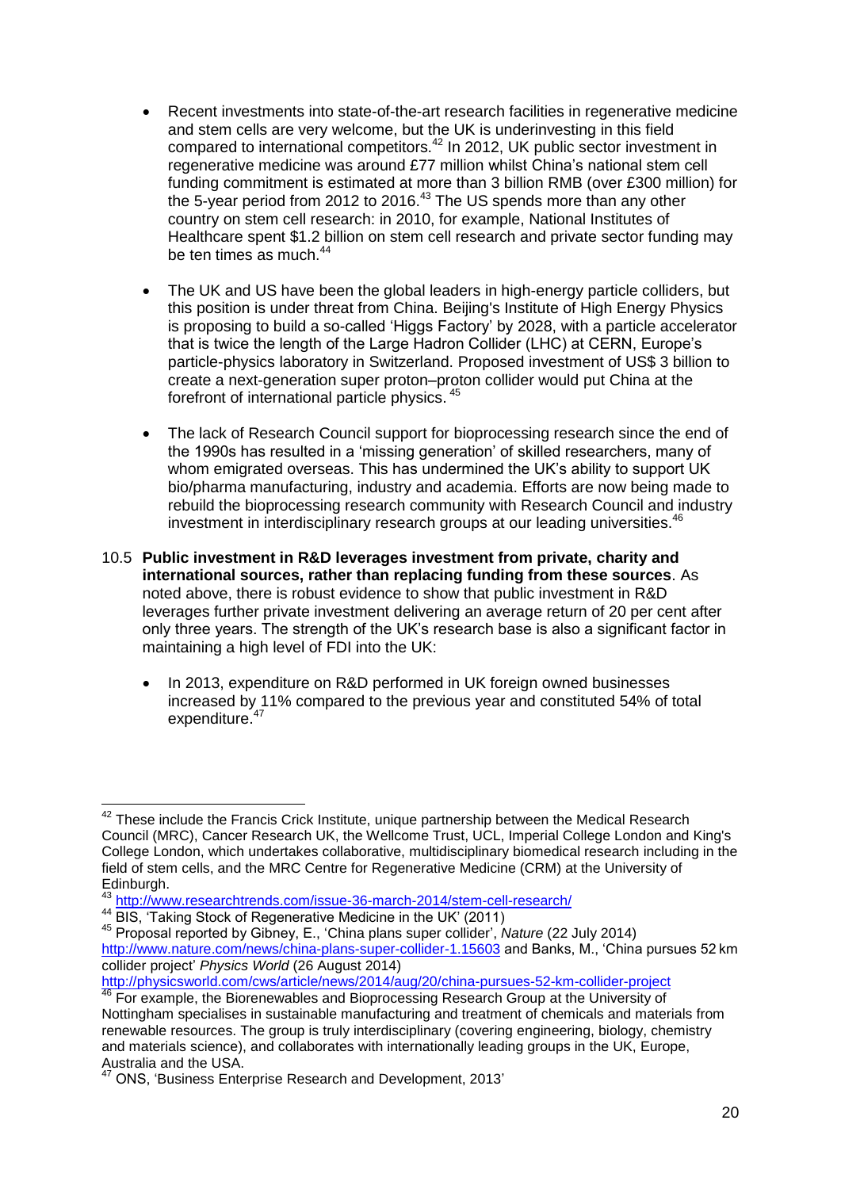- Recent investments into state-of-the-art research facilities in regenerative medicine and stem cells are very welcome, but the UK is underinvesting in this field compared to international competitors.[42] In 2012, UK public sector investment in regenerative medicine was around £77 million whilst China's national stem cell funding commitment is estimated at more than 3 billion RMB (over £300 million) for the 5-year period from 2012 to 2016.[43] The US spends more than any other country on stem cell research: in 2010, for example, National Institutes of Healthcare spent $1.2 billion on stem cell research and private sector funding may be ten times as much.[44]

- The UK and US have been the global leaders in high-energy particle colliders, but this position is under threat from China. Beijing's Institute of High Energy Physics is proposing to build a so-called 'Higgs Factory' by 2028, with a particle accelerator that is twice the length of the Large Hadron Collider (LHC) at CERN, Europe's particle-physics laboratory in Switzerland. Proposed investment of US$ 3 billion to create a next-generation super proton–proton collider would put China at the forefront of international particle physics. [45]

- The lack of Research Council support for bioprocessing research since the end of the 1990s has resulted in a 'missing generation' of skilled researchers, many of whom emigrated overseas. This has undermined the UK's ability to support UK bio/pharma manufacturing, industry and academia. Efforts are now being made to rebuild the bioprocessing research community with Research Council and industry investment in interdisciplinary research groups at our leading universities.[46]

10.5 **Public investment in R&D leverages investment from private, charity and international sources, rather than replacing funding from these sources**. As noted above, there is robust evidence to show that public investment in R&D leverages further private investment delivering an average return of 20 per cent after only three years. The strength of the UK's research base is also a significant factor in maintaining a high level of FDI into the UK:

- In 2013, expenditure on R&D performed in UK foreign owned businesses increased by 11% compared to the previous year and constituted 54% of total expenditure.[47]

---

[42] These include the Francis Crick Institute, unique partnership between the Medical Research Council (MRC), Cancer Research UK, the Wellcome Trust, UCL, Imperial College London and King's College London, which undertakes collaborative, multidisciplinary biomedical research including in the field of stem cells, and the MRC Centre for Regenerative Medicine (CRM) at the University of Edinburgh.

[43] http://www.researchtrends.com/issue-36-march-2014/stem-cell-research/

[44] BIS, 'Taking Stock of Regenerative Medicine in the UK' (2011)

[45] Proposal reported by Gibney, E., 'China plans super collider', *Nature* (22 July 2014) http://www.nature.com/news/china-plans-super-collider-1.15603 and Banks, M., 'China pursues 52 km collider project' *Physics World* (26 August 2014) http://physicsworld.com/cws/article/news/2014/aug/20/china-pursues-52-km-collider-project

[46] For example, the Biorenewables and Bioprocessing Research Group at the University of Nottingham specialises in sustainable manufacturing and treatment of chemicals and materials from renewable resources. The group is truly interdisciplinary (covering engineering, biology, chemistry and materials science), and collaborates with internationally leading groups in the UK, Europe, Australia and the USA.

[47] ONS, 'Business Enterprise Research and Development, 2013'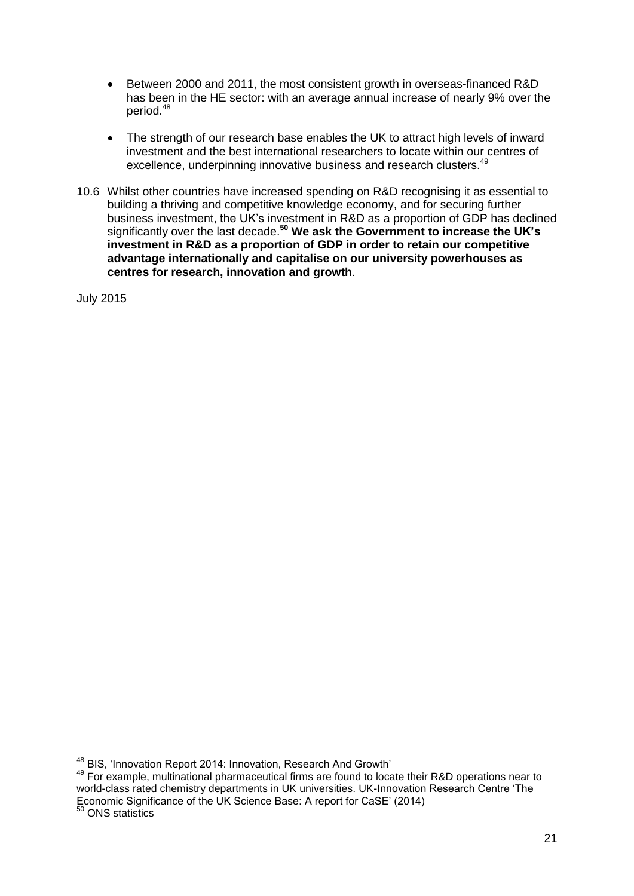- Between 2000 and 2011, the most consistent growth in overseas-financed R&D has been in the HE sector: with an average annual increase of nearly 9% over the period.[48]

- The strength of our research base enables the UK to attract high levels of inward investment and the best international researchers to locate within our centres of excellence, underpinning innovative business and research clusters.[49]

10.6 Whilst other countries have increased spending on R&D recognising it as essential to building a thriving and competitive knowledge economy, and for securing further business investment, the UK's investment in R&D as a proportion of GDP has declined significantly over the last decade.[50] **We ask the Government to increase the UK's investment in R&D as a proportion of GDP in order to retain our competitive advantage internationally and capitalise on our university powerhouses as centres for research, innovation and growth**.

July 2015

---

[48] BIS, 'Innovation Report 2014: Innovation, Research And Growth'

[49] For example, multinational pharmaceutical firms are found to locate their R&D operations near to world-class rated chemistry departments in UK universities. UK-Innovation Research Centre 'The Economic Significance of the UK Science Base: A report for CaSE' (2014)

[50] ONS statistics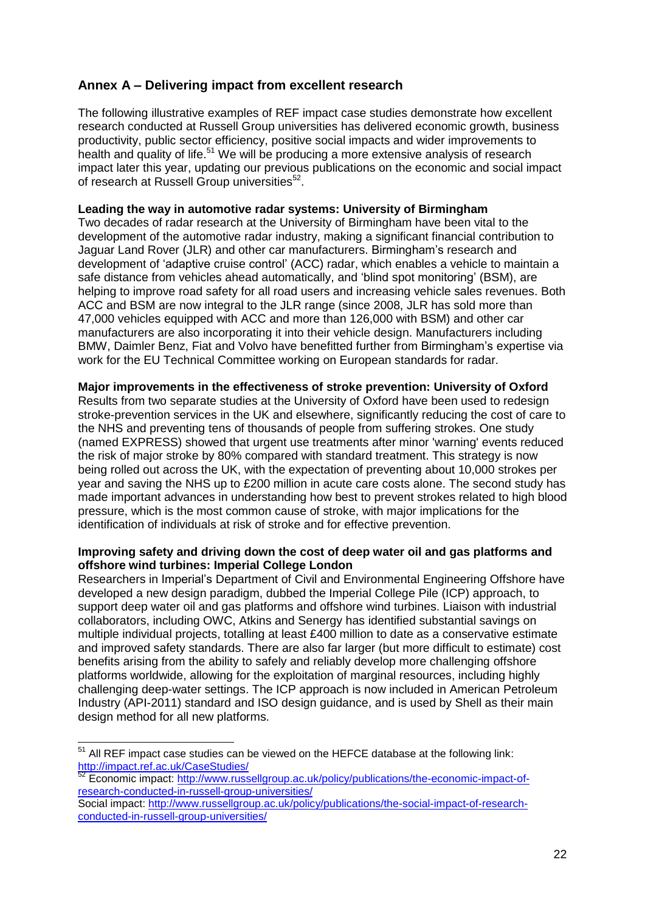## Annex A – Delivering impact from excellent research

The following illustrative examples of REF impact case studies demonstrate how excellent research conducted at Russell Group universities has delivered economic growth, business productivity, public sector efficiency, positive social impacts and wider improvements to health and quality of life.[51] We will be producing a more extensive analysis of research impact later this year, updating our previous publications on the economic and social impact of research at Russell Group universities[52].

**Leading the way in automotive radar systems: University of Birmingham**

Two decades of radar research at the University of Birmingham have been vital to the development of the automotive radar industry, making a significant financial contribution to Jaguar Land Rover (JLR) and other car manufacturers. Birmingham's research and development of 'adaptive cruise control' (ACC) radar, which enables a vehicle to maintain a safe distance from vehicles ahead automatically, and 'blind spot monitoring' (BSM), are helping to improve road safety for all road users and increasing vehicle sales revenues. Both ACC and BSM are now integral to the JLR range (since 2008, JLR has sold more than 47,000 vehicles equipped with ACC and more than 126,000 with BSM) and other car manufacturers are also incorporating it into their vehicle design. Manufacturers including BMW, Daimler Benz, Fiat and Volvo have benefitted further from Birmingham's expertise via work for the EU Technical Committee working on European standards for radar.

**Major improvements in the effectiveness of stroke prevention: University of Oxford**

Results from two separate studies at the University of Oxford have been used to redesign stroke-prevention services in the UK and elsewhere, significantly reducing the cost of care to the NHS and preventing tens of thousands of people from suffering strokes. One study (named EXPRESS) showed that urgent use treatments after minor 'warning' events reduced the risk of major stroke by 80% compared with standard treatment. This strategy is now being rolled out across the UK, with the expectation of preventing about 10,000 strokes per year and saving the NHS up to £200 million in acute care costs alone. The second study has made important advances in understanding how best to prevent strokes related to high blood pressure, which is the most common cause of stroke, with major implications for the identification of individuals at risk of stroke and for effective prevention.

**Improving safety and driving down the cost of deep water oil and gas platforms and offshore wind turbines: Imperial College London**

Researchers in Imperial's Department of Civil and Environmental Engineering Offshore have developed a new design paradigm, dubbed the Imperial College Pile (ICP) approach, to support deep water oil and gas platforms and offshore wind turbines. Liaison with industrial collaborators, including OWC, Atkins and Senergy has identified substantial savings on multiple individual projects, totalling at least £400 million to date as a conservative estimate and improved safety standards. There are also far larger (but more difficult to estimate) cost benefits arising from the ability to safely and reliably develop more challenging offshore platforms worldwide, allowing for the exploitation of marginal resources, including highly challenging deep-water settings. The ICP approach is now included in American Petroleum Industry (API-2011) standard and ISO design guidance, and is used by Shell as their main design method for all new platforms.

---

[51] All REF impact case studies can be viewed on the HEFCE database at the following link: http://impact.ref.ac.uk/CaseStudies/

[52] Economic impact: http://www.russellgroup.ac.uk/policy/publications/the-economic-impact-of-research-conducted-in-russell-group-universities/

Social impact: http://www.russellgroup.ac.uk/policy/publications/the-social-impact-of-research-conducted-in-russell-group-universities/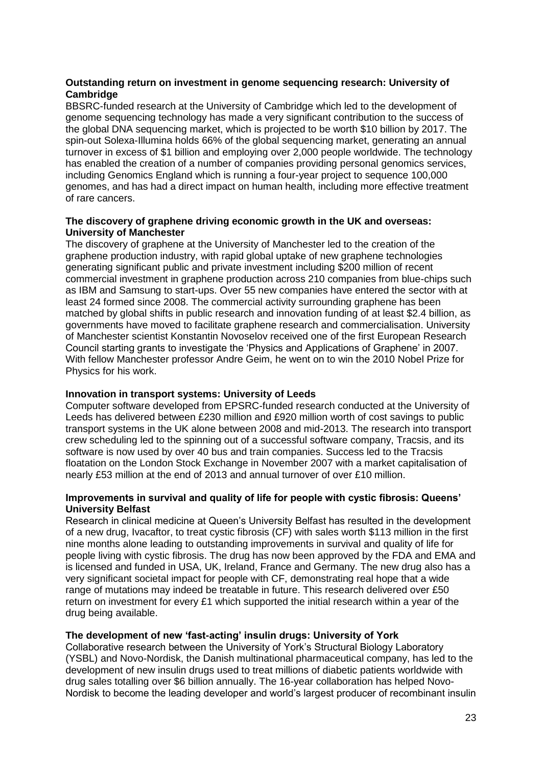**Outstanding return on investment in genome sequencing research: University of Cambridge**

BBSRC-funded research at the University of Cambridge which led to the development of genome sequencing technology has made a very significant contribution to the success of the global DNA sequencing market, which is projected to be worth $10 billion by 2017. The spin-out Solexa-Illumina holds 66% of the global sequencing market, generating an annual turnover in excess of $1 billion and employing over 2,000 people worldwide. The technology has enabled the creation of a number of companies providing personal genomics services, including Genomics England which is running a four-year project to sequence 100,000 genomes, and has had a direct impact on human health, including more effective treatment of rare cancers.

**The discovery of graphene driving economic growth in the UK and overseas: University of Manchester**

The discovery of graphene at the University of Manchester led to the creation of the graphene production industry, with rapid global uptake of new graphene technologies generating significant public and private investment including $200 million of recent commercial investment in graphene production across 210 companies from blue-chips such as IBM and Samsung to start-ups. Over 55 new companies have entered the sector with at least 24 formed since 2008. The commercial activity surrounding graphene has been matched by global shifts in public research and innovation funding of at least $2.4 billion, as governments have moved to facilitate graphene research and commercialisation. University of Manchester scientist Konstantin Novoselov received one of the first European Research Council starting grants to investigate the 'Physics and Applications of Graphene' in 2007. With fellow Manchester professor Andre Geim, he went on to win the 2010 Nobel Prize for Physics for his work.

**Innovation in transport systems: University of Leeds**

Computer software developed from EPSRC-funded research conducted at the University of Leeds has delivered between £230 million and £920 million worth of cost savings to public transport systems in the UK alone between 2008 and mid-2013. The research into transport crew scheduling led to the spinning out of a successful software company, Tracsis, and its software is now used by over 40 bus and train companies. Success led to the Tracsis floatation on the London Stock Exchange in November 2007 with a market capitalisation of nearly £53 million at the end of 2013 and annual turnover of over £10 million.

**Improvements in survival and quality of life for people with cystic fibrosis: Queens' University Belfast**

Research in clinical medicine at Queen's University Belfast has resulted in the development of a new drug, Ivacaftor, to treat cystic fibrosis (CF) with sales worth $113 million in the first nine months alone leading to outstanding improvements in survival and quality of life for people living with cystic fibrosis. The drug has now been approved by the FDA and EMA and is licensed and funded in USA, UK, Ireland, France and Germany. The new drug also has a very significant societal impact for people with CF, demonstrating real hope that a wide range of mutations may indeed be treatable in future. This research delivered over £50 return on investment for every £1 which supported the initial research within a year of the drug being available.

**The development of new 'fast-acting' insulin drugs: University of York**

Collaborative research between the University of York's Structural Biology Laboratory (YSBL) and Novo-Nordisk, the Danish multinational pharmaceutical company, has led to the development of new insulin drugs used to treat millions of diabetic patients worldwide with drug sales totalling over $6 billion annually. The 16-year collaboration has helped Novo-Nordisk to become the leading developer and world's largest producer of recombinant insulin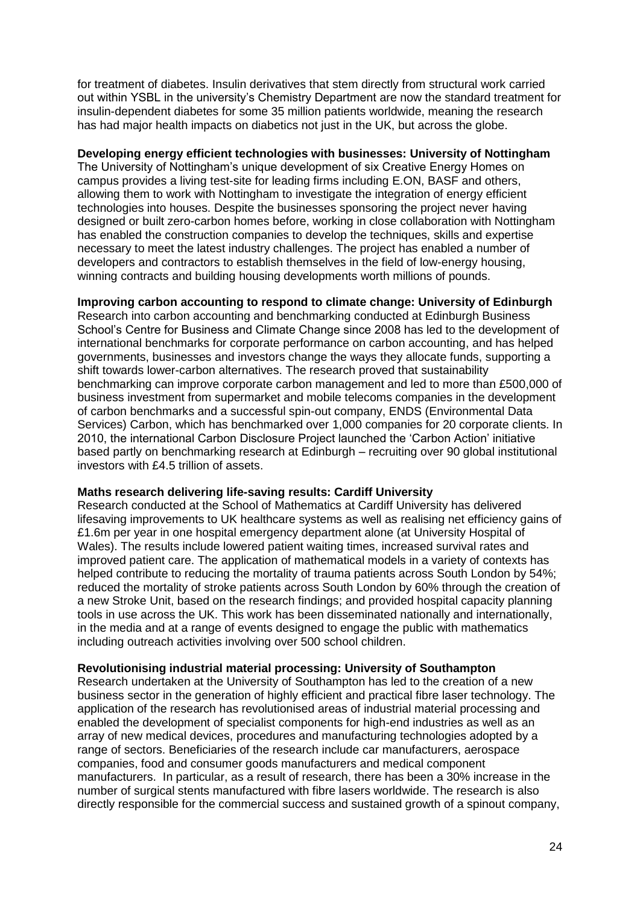for treatment of diabetes. Insulin derivatives that stem directly from structural work carried out within YSBL in the university's Chemistry Department are now the standard treatment for insulin-dependent diabetes for some 35 million patients worldwide, meaning the research has had major health impacts on diabetics not just in the UK, but across the globe.

**Developing energy efficient technologies with businesses: University of Nottingham**

The University of Nottingham's unique development of six Creative Energy Homes on campus provides a living test-site for leading firms including E.ON, BASF and others, allowing them to work with Nottingham to investigate the integration of energy efficient technologies into houses. Despite the businesses sponsoring the project never having designed or built zero-carbon homes before, working in close collaboration with Nottingham has enabled the construction companies to develop the techniques, skills and expertise necessary to meet the latest industry challenges. The project has enabled a number of developers and contractors to establish themselves in the field of low-energy housing, winning contracts and building housing developments worth millions of pounds.

**Improving carbon accounting to respond to climate change: University of Edinburgh**

Research into carbon accounting and benchmarking conducted at Edinburgh Business School's Centre for Business and Climate Change since 2008 has led to the development of international benchmarks for corporate performance on carbon accounting, and has helped governments, businesses and investors change the ways they allocate funds, supporting a shift towards lower-carbon alternatives. The research proved that sustainability benchmarking can improve corporate carbon management and led to more than £500,000 of business investment from supermarket and mobile telecoms companies in the development of carbon benchmarks and a successful spin-out company, ENDS (Environmental Data Services) Carbon, which has benchmarked over 1,000 companies for 20 corporate clients. In 2010, the international Carbon Disclosure Project launched the 'Carbon Action' initiative based partly on benchmarking research at Edinburgh – recruiting over 90 global institutional investors with £4.5 trillion of assets.

**Maths research delivering life-saving results: Cardiff University**

Research conducted at the School of Mathematics at Cardiff University has delivered lifesaving improvements to UK healthcare systems as well as realising net efficiency gains of £1.6m per year in one hospital emergency department alone (at University Hospital of Wales). The results include lowered patient waiting times, increased survival rates and improved patient care. The application of mathematical models in a variety of contexts has helped contribute to reducing the mortality of trauma patients across South London by 54%; reduced the mortality of stroke patients across South London by 60% through the creation of a new Stroke Unit, based on the research findings; and provided hospital capacity planning tools in use across the UK. This work has been disseminated nationally and internationally, in the media and at a range of events designed to engage the public with mathematics including outreach activities involving over 500 school children.

**Revolutionising industrial material processing: University of Southampton**

Research undertaken at the University of Southampton has led to the creation of a new business sector in the generation of highly efficient and practical fibre laser technology. The application of the research has revolutionised areas of industrial material processing and enabled the development of specialist components for high-end industries as well as an array of new medical devices, procedures and manufacturing technologies adopted by a range of sectors. Beneficiaries of the research include car manufacturers, aerospace companies, food and consumer goods manufacturers and medical component manufacturers. In particular, as a result of research, there has been a 30% increase in the number of surgical stents manufactured with fibre lasers worldwide. The research is also directly responsible for the commercial success and sustained growth of a spinout company,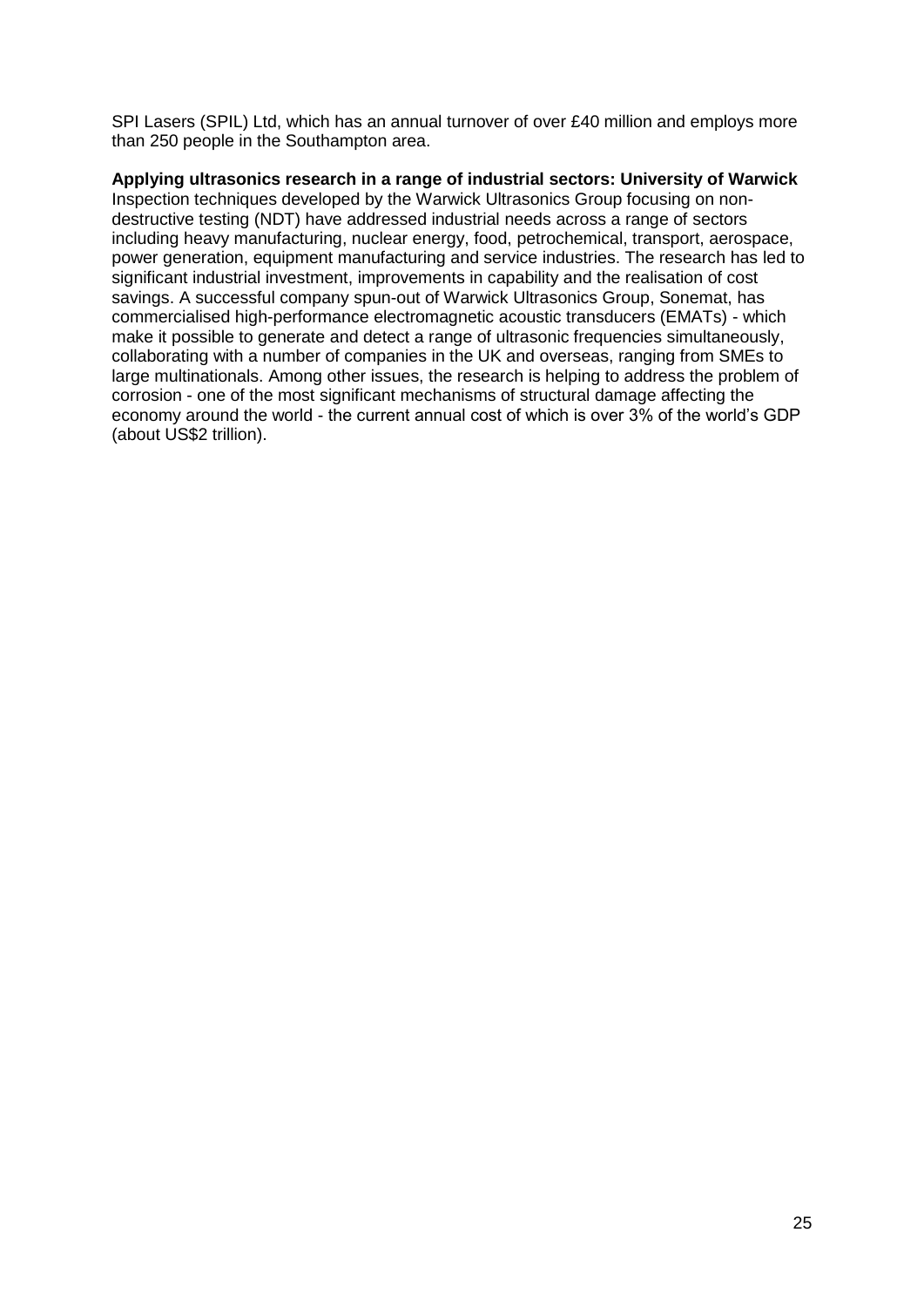SPI Lasers (SPIL) Ltd, which has an annual turnover of over £40 million and employs more than 250 people in the Southampton area.

**Applying ultrasonics research in a range of industrial sectors: University of Warwick**

Inspection techniques developed by the Warwick Ultrasonics Group focusing on non-destructive testing (NDT) have addressed industrial needs across a range of sectors including heavy manufacturing, nuclear energy, food, petrochemical, transport, aerospace, power generation, equipment manufacturing and service industries. The research has led to significant industrial investment, improvements in capability and the realisation of cost savings. A successful company spun-out of Warwick Ultrasonics Group, Sonemat, has commercialised high-performance electromagnetic acoustic transducers (EMATs) - which make it possible to generate and detect a range of ultrasonic frequencies simultaneously, collaborating with a number of companies in the UK and overseas, ranging from SMEs to large multinationals. Among other issues, the research is helping to address the problem of corrosion - one of the most significant mechanisms of structural damage affecting the economy around the world - the current annual cost of which is over 3% of the world's GDP (about US$2 trillion).